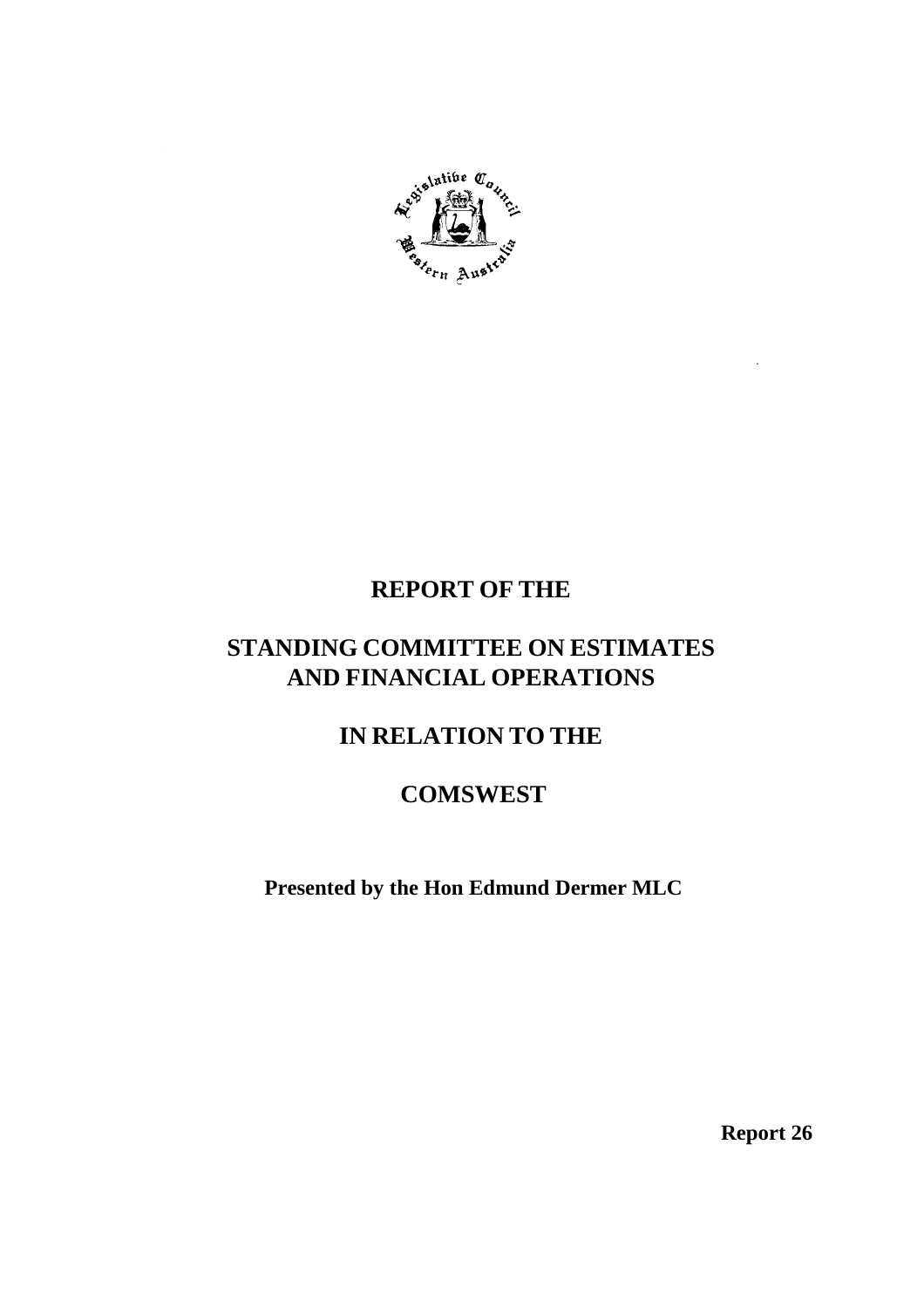# REPORT OF THE

# STANDING COMMITTEE ON ESTIMATES AND FINANCIAL OPERATIONS

# IN RELATION TO THE

# COMSWEST

**Presented by the Hon Edmund Dermer MLC**

**Report 26**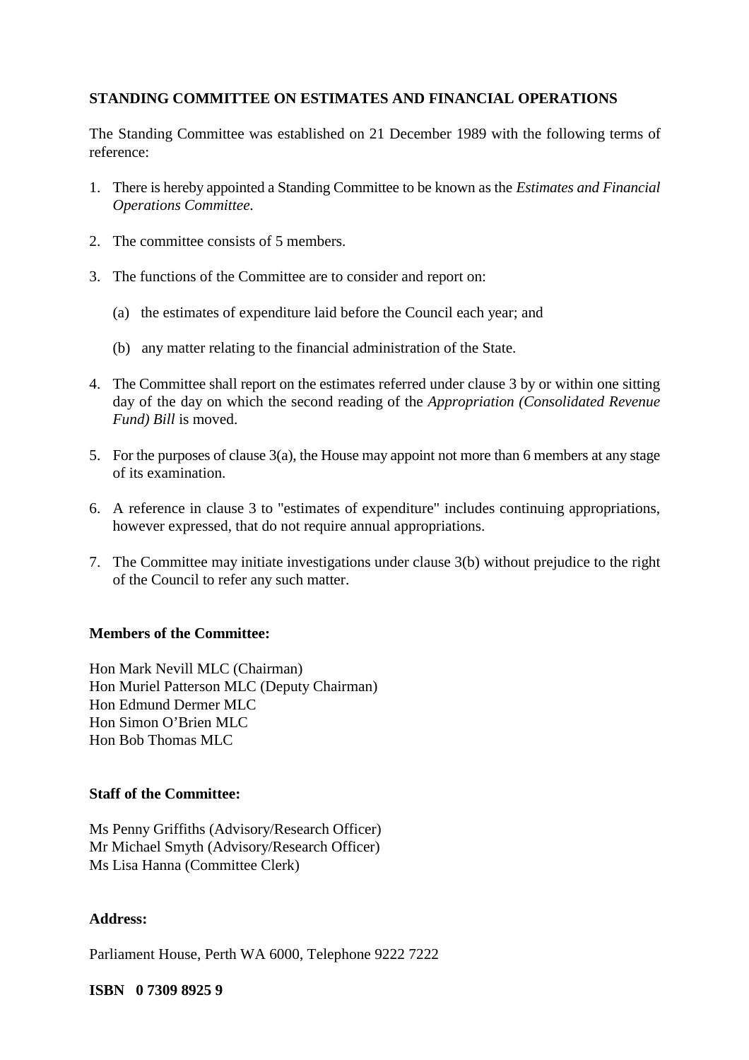**STANDING COMMITTEE ON ESTIMATES AND FINANCIAL OPERATIONS**

The Standing Committee was established on 21 December 1989 with the following terms of reference:

1. There is hereby appointed a Standing Committee to be known as the *Estimates and Financial Operations Committee.*

2. The committee consists of 5 members.

3. The functions of the Committee are to consider and report on:

   (a) the estimates of expenditure laid before the Council each year; and

   (b) any matter relating to the financial administration of the State.

4. The Committee shall report on the estimates referred under clause 3 by or within one sitting day of the day on which the second reading of the *Appropriation (Consolidated Revenue Fund) Bill* is moved.

5. For the purposes of clause 3(a), the House may appoint not more than 6 members at any stage of its examination.

6. A reference in clause 3 to "estimates of expenditure" includes continuing appropriations, however expressed, that do not require annual appropriations.

7. The Committee may initiate investigations under clause 3(b) without prejudice to the right of the Council to refer any such matter.

**Members of the Committee:**

Hon Mark Nevill MLC (Chairman)
Hon Muriel Patterson MLC (Deputy Chairman)
Hon Edmund Dermer MLC
Hon Simon O'Brien MLC
Hon Bob Thomas MLC

**Staff of the Committee:**

Ms Penny Griffiths (Advisory/Research Officer)
Mr Michael Smyth (Advisory/Research Officer)
Ms Lisa Hanna (Committee Clerk)

**Address:**

Parliament House, Perth WA 6000, Telephone 9222 7222

**ISBN 0 7309 8925 9**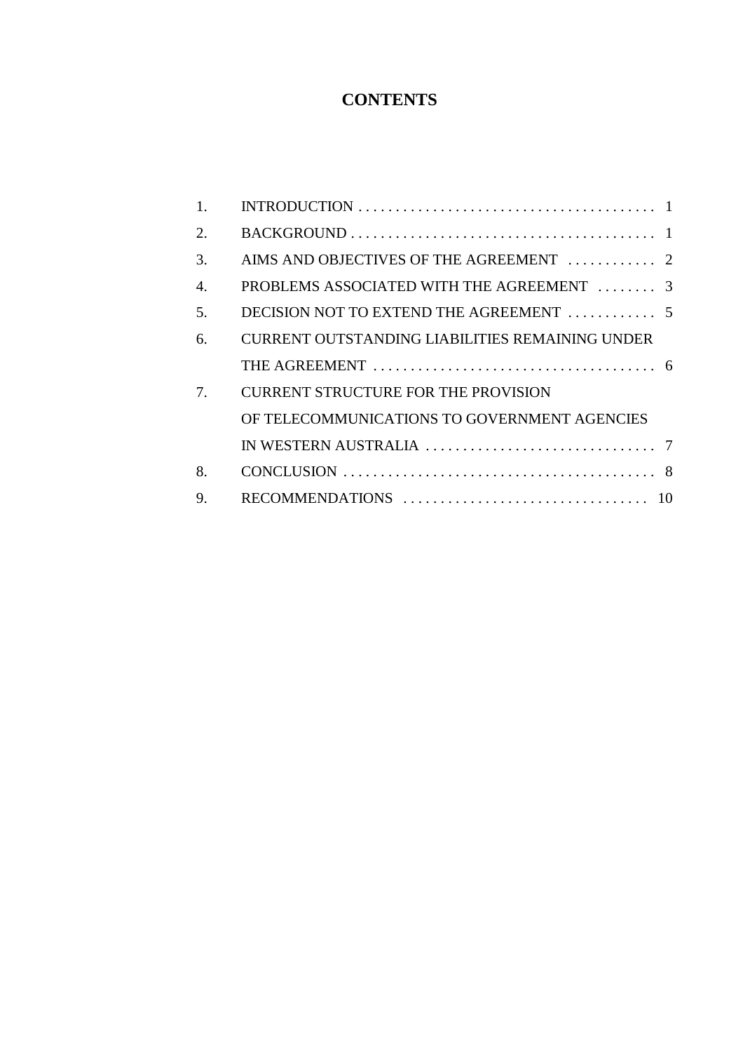# CONTENTS

| | | |
|---|---|---|
| 1. | INTRODUCTION | 1 |
| 2. | BACKGROUND | 1 |
| 3. | AIMS AND OBJECTIVES OF THE AGREEMENT | 2 |
| 4. | PROBLEMS ASSOCIATED WITH THE AGREEMENT | 3 |
| 5. | DECISION NOT TO EXTEND THE AGREEMENT | 5 |
| 6. | CURRENT OUTSTANDING LIABILITIES REMAINING UNDER THE AGREEMENT | 6 |
| 7. | CURRENT STRUCTURE FOR THE PROVISION OF TELECOMMUNICATIONS TO GOVERNMENT AGENCIES IN WESTERN AUSTRALIA | 7 |
| 8. | CONCLUSION | 8 |
| 9. | RECOMMENDATIONS | 10 |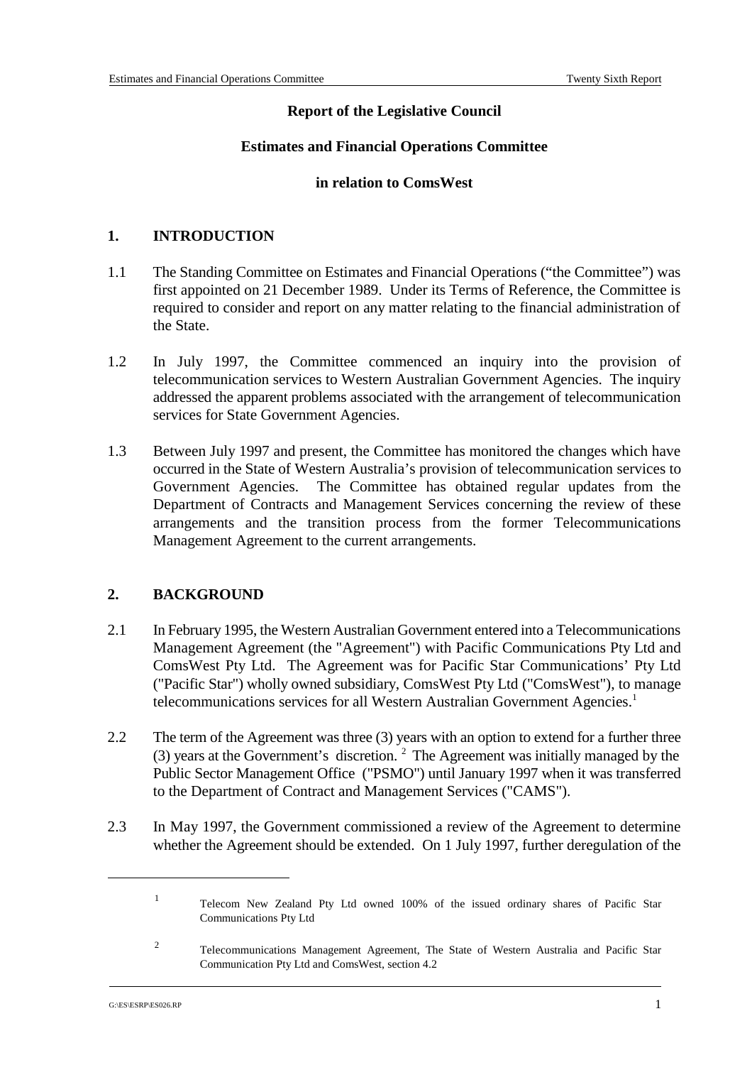**Report of the Legislative Council**

**Estimates and Financial Operations Committee**

**in relation to ComsWest**

## 1. INTRODUCTION

1.1 The Standing Committee on Estimates and Financial Operations ("the Committee") was first appointed on 21 December 1989. Under its Terms of Reference, the Committee is required to consider and report on any matter relating to the financial administration of the State.

1.2 In July 1997, the Committee commenced an inquiry into the provision of telecommunication services to Western Australian Government Agencies. The inquiry addressed the apparent problems associated with the arrangement of telecommunication services for State Government Agencies.

1.3 Between July 1997 and present, the Committee has monitored the changes which have occurred in the State of Western Australia's provision of telecommunication services to Government Agencies. The Committee has obtained regular updates from the Department of Contracts and Management Services concerning the review of these arrangements and the transition process from the former Telecommunications Management Agreement to the current arrangements.

## 2. BACKGROUND

2.1 In February 1995, the Western Australian Government entered into a Telecommunications Management Agreement (the "Agreement") with Pacific Communications Pty Ltd and ComsWest Pty Ltd. The Agreement was for Pacific Star Communications' Pty Ltd ("Pacific Star") wholly owned subsidiary, ComsWest Pty Ltd ("ComsWest"), to manage telecommunications services for all Western Australian Government Agencies.[1]

2.2 The term of the Agreement was three (3) years with an option to extend for a further three (3) years at the Government's discretion.[2] The Agreement was initially managed by the Public Sector Management Office ("PSMO") until January 1997 when it was transferred to the Department of Contract and Management Services ("CAMS").

2.3 In May 1997, the Government commissioned a review of the Agreement to determine whether the Agreement should be extended. On 1 July 1997, further deregulation of the

---

[1] Telecom New Zealand Pty Ltd owned 100% of the issued ordinary shares of Pacific Star Communications Pty Ltd

[2] Telecommunications Management Agreement, The State of Western Australia and Pacific Star Communication Pty Ltd and ComsWest, section 4.2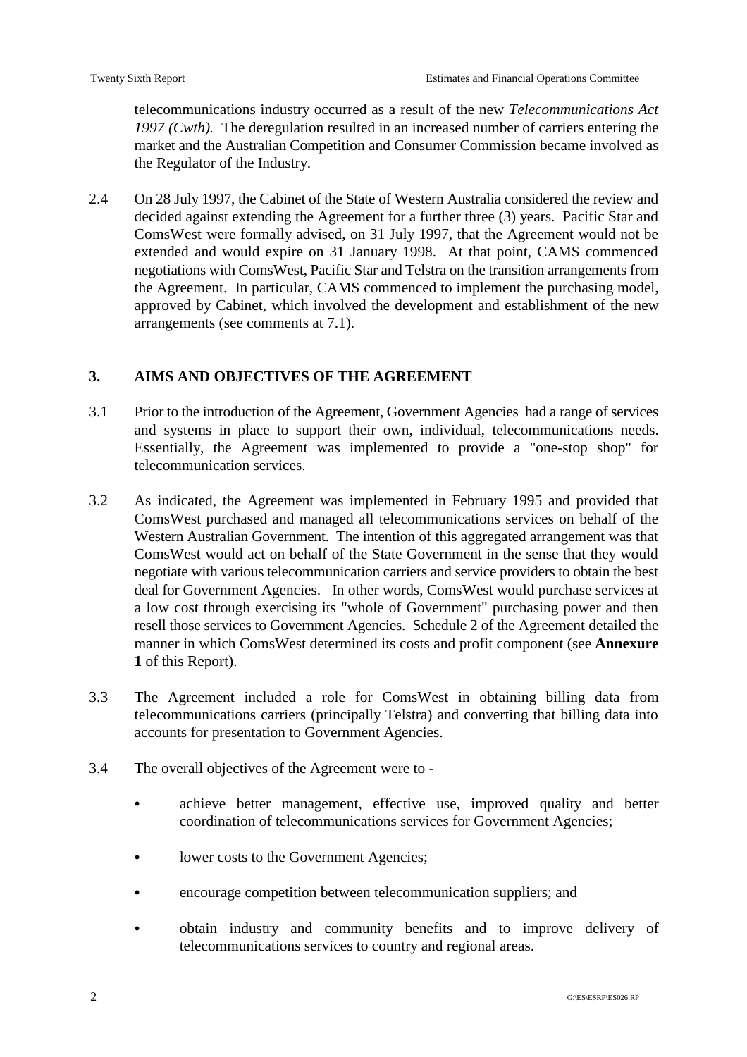telecommunications industry occurred as a result of the new *Telecommunications Act 1997 (Cwth).* The deregulation resulted in an increased number of carriers entering the market and the Australian Competition and Consumer Commission became involved as the Regulator of the Industry.

2.4 On 28 July 1997, the Cabinet of the State of Western Australia considered the review and decided against extending the Agreement for a further three (3) years. Pacific Star and ComsWest were formally advised, on 31 July 1997, that the Agreement would not be extended and would expire on 31 January 1998. At that point, CAMS commenced negotiations with ComsWest, Pacific Star and Telstra on the transition arrangements from the Agreement. In particular, CAMS commenced to implement the purchasing model, approved by Cabinet, which involved the development and establishment of the new arrangements (see comments at 7.1).

## 3. AIMS AND OBJECTIVES OF THE AGREEMENT

3.1 Prior to the introduction of the Agreement, Government Agencies had a range of services and systems in place to support their own, individual, telecommunications needs. Essentially, the Agreement was implemented to provide a "one-stop shop" for telecommunication services.

3.2 As indicated, the Agreement was implemented in February 1995 and provided that ComsWest purchased and managed all telecommunications services on behalf of the Western Australian Government. The intention of this aggregated arrangement was that ComsWest would act on behalf of the State Government in the sense that they would negotiate with various telecommunication carriers and service providers to obtain the best deal for Government Agencies. In other words, ComsWest would purchase services at a low cost through exercising its "whole of Government" purchasing power and then resell those services to Government Agencies. Schedule 2 of the Agreement detailed the manner in which ComsWest determined its costs and profit component (see **Annexure 1** of this Report).

3.3 The Agreement included a role for ComsWest in obtaining billing data from telecommunications carriers (principally Telstra) and converting that billing data into accounts for presentation to Government Agencies.

3.4 The overall objectives of the Agreement were to -

- achieve better management, effective use, improved quality and better coordination of telecommunications services for Government Agencies;
- lower costs to the Government Agencies;
- encourage competition between telecommunication suppliers; and
- obtain industry and community benefits and to improve delivery of telecommunications services to country and regional areas.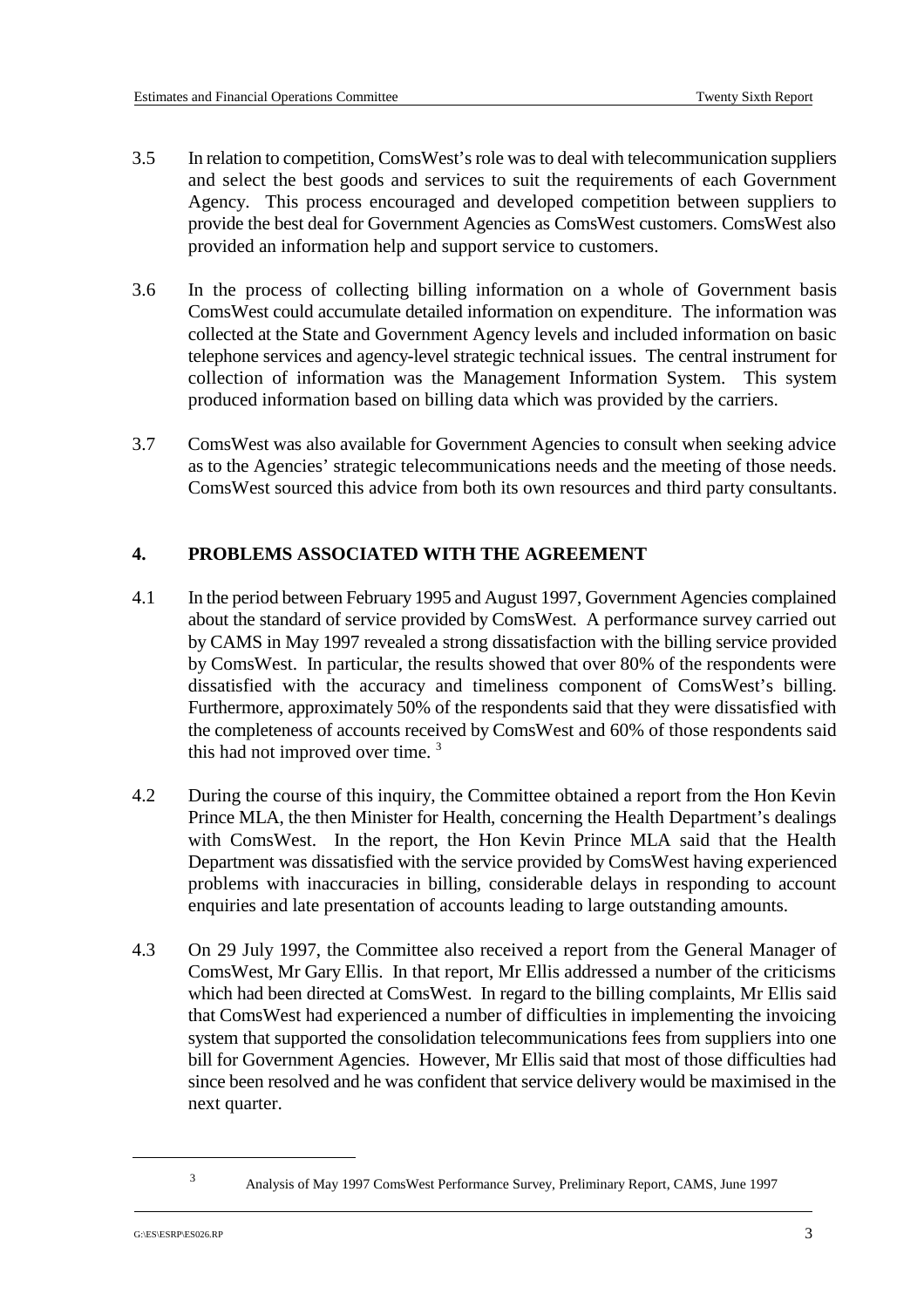3.5 In relation to competition, ComsWest's role was to deal with telecommunication suppliers and select the best goods and services to suit the requirements of each Government Agency. This process encouraged and developed competition between suppliers to provide the best deal for Government Agencies as ComsWest customers. ComsWest also provided an information help and support service to customers.

3.6 In the process of collecting billing information on a whole of Government basis ComsWest could accumulate detailed information on expenditure. The information was collected at the State and Government Agency levels and included information on basic telephone services and agency-level strategic technical issues. The central instrument for collection of information was the Management Information System. This system produced information based on billing data which was provided by the carriers.

3.7 ComsWest was also available for Government Agencies to consult when seeking advice as to the Agencies' strategic telecommunications needs and the meeting of those needs. ComsWest sourced this advice from both its own resources and third party consultants.

## 4. PROBLEMS ASSOCIATED WITH THE AGREEMENT

4.1 In the period between February 1995 and August 1997, Government Agencies complained about the standard of service provided by ComsWest. A performance survey carried out by CAMS in May 1997 revealed a strong dissatisfaction with the billing service provided by ComsWest. In particular, the results showed that over 80% of the respondents were dissatisfied with the accuracy and timeliness component of ComsWest's billing. Furthermore, approximately 50% of the respondents said that they were dissatisfied with the completeness of accounts received by ComsWest and 60% of those respondents said this had not improved over time. [3]

4.2 During the course of this inquiry, the Committee obtained a report from the Hon Kevin Prince MLA, the then Minister for Health, concerning the Health Department's dealings with ComsWest. In the report, the Hon Kevin Prince MLA said that the Health Department was dissatisfied with the service provided by ComsWest having experienced problems with inaccuracies in billing, considerable delays in responding to account enquiries and late presentation of accounts leading to large outstanding amounts.

4.3 On 29 July 1997, the Committee also received a report from the General Manager of ComsWest, Mr Gary Ellis. In that report, Mr Ellis addressed a number of the criticisms which had been directed at ComsWest. In regard to the billing complaints, Mr Ellis said that ComsWest had experienced a number of difficulties in implementing the invoicing system that supported the consolidation telecommunications fees from suppliers into one bill for Government Agencies. However, Mr Ellis said that most of those difficulties had since been resolved and he was confident that service delivery would be maximised in the next quarter.

---

[3] Analysis of May 1997 ComsWest Performance Survey, Preliminary Report, CAMS, June 1997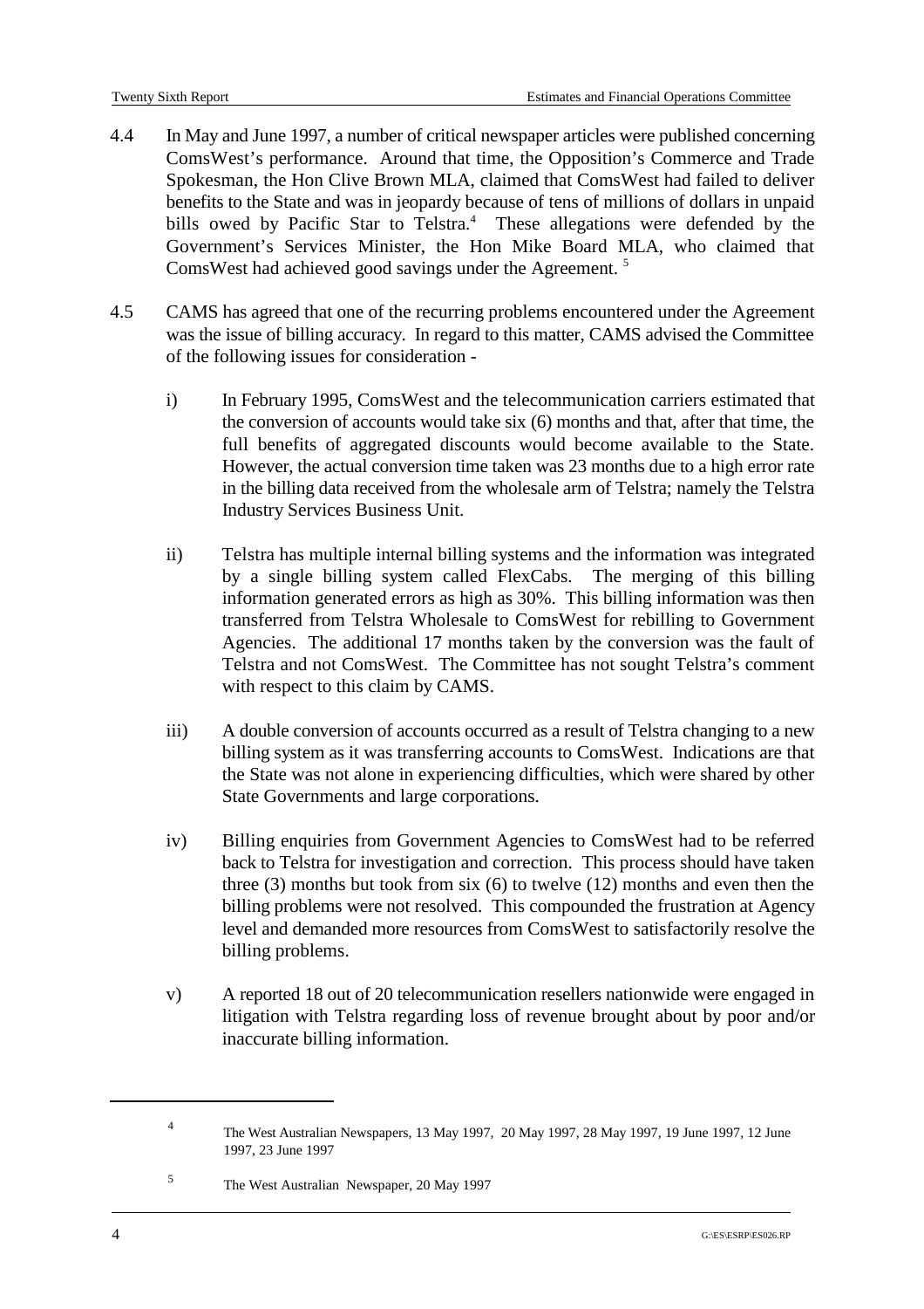4.4 In May and June 1997, a number of critical newspaper articles were published concerning ComsWest's performance. Around that time, the Opposition's Commerce and Trade Spokesman, the Hon Clive Brown MLA, claimed that ComsWest had failed to deliver benefits to the State and was in jeopardy because of tens of millions of dollars in unpaid bills owed by Pacific Star to Telstra.[4] These allegations were defended by the Government's Services Minister, the Hon Mike Board MLA, who claimed that ComsWest had achieved good savings under the Agreement.[5]

4.5 CAMS has agreed that one of the recurring problems encountered under the Agreement was the issue of billing accuracy. In regard to this matter, CAMS advised the Committee of the following issues for consideration -

i) In February 1995, ComsWest and the telecommunication carriers estimated that the conversion of accounts would take six (6) months and that, after that time, the full benefits of aggregated discounts would become available to the State. However, the actual conversion time taken was 23 months due to a high error rate in the billing data received from the wholesale arm of Telstra; namely the Telstra Industry Services Business Unit.

ii) Telstra has multiple internal billing systems and the information was integrated by a single billing system called FlexCabs. The merging of this billing information generated errors as high as 30%. This billing information was then transferred from Telstra Wholesale to ComsWest for rebilling to Government Agencies. The additional 17 months taken by the conversion was the fault of Telstra and not ComsWest. The Committee has not sought Telstra's comment with respect to this claim by CAMS.

iii) A double conversion of accounts occurred as a result of Telstra changing to a new billing system as it was transferring accounts to ComsWest. Indications are that the State was not alone in experiencing difficulties, which were shared by other State Governments and large corporations.

iv) Billing enquiries from Government Agencies to ComsWest had to be referred back to Telstra for investigation and correction. This process should have taken three (3) months but took from six (6) to twelve (12) months and even then the billing problems were not resolved. This compounded the frustration at Agency level and demanded more resources from ComsWest to satisfactorily resolve the billing problems.

v) A reported 18 out of 20 telecommunication resellers nationwide were engaged in litigation with Telstra regarding loss of revenue brought about by poor and/or inaccurate billing information.

---

[4] The West Australian Newspapers, 13 May 1997, 20 May 1997, 28 May 1997, 19 June 1997, 12 June 1997, 23 June 1997

[5] The West Australian Newspaper, 20 May 1997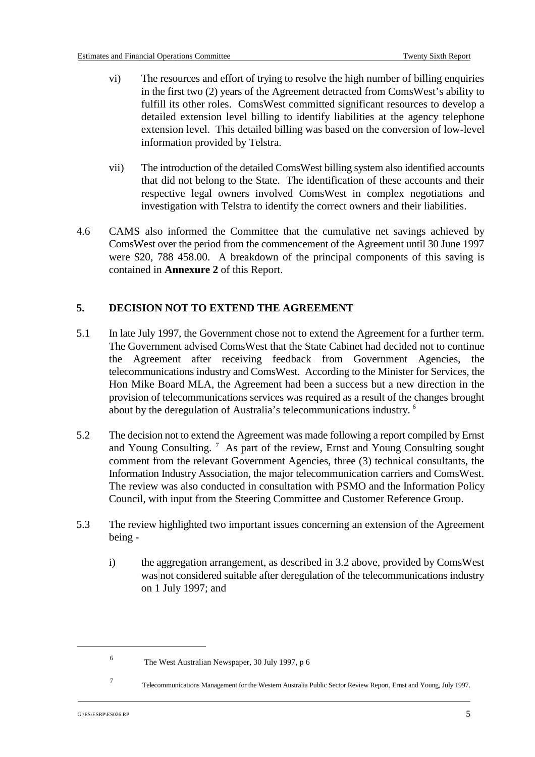vi) The resources and effort of trying to resolve the high number of billing enquiries in the first two (2) years of the Agreement detracted from ComsWest's ability to fulfill its other roles. ComsWest committed significant resources to develop a detailed extension level billing to identify liabilities at the agency telephone extension level. This detailed billing was based on the conversion of low-level information provided by Telstra.

vii) The introduction of the detailed ComsWest billing system also identified accounts that did not belong to the State. The identification of these accounts and their respective legal owners involved ComsWest in complex negotiations and investigation with Telstra to identify the correct owners and their liabilities.

4.6 CAMS also informed the Committee that the cumulative net savings achieved by ComsWest over the period from the commencement of the Agreement until 30 June 1997 were $20, 788 458.00. A breakdown of the principal components of this saving is contained in **Annexure 2** of this Report.

## 5. DECISION NOT TO EXTEND THE AGREEMENT

5.1 In late July 1997, the Government chose not to extend the Agreement for a further term. The Government advised ComsWest that the State Cabinet had decided not to continue the Agreement after receiving feedback from Government Agencies, the telecommunications industry and ComsWest. According to the Minister for Services, the Hon Mike Board MLA, the Agreement had been a success but a new direction in the provision of telecommunications services was required as a result of the changes brought about by the deregulation of Australia's telecommunications industry. [6]

5.2 The decision not to extend the Agreement was made following a report compiled by Ernst and Young Consulting. [7] As part of the review, Ernst and Young Consulting sought comment from the relevant Government Agencies, three (3) technical consultants, the Information Industry Association, the major telecommunication carriers and ComsWest. The review was also conducted in consultation with PSMO and the Information Policy Council, with input from the Steering Committee and Customer Reference Group.

5.3 The review highlighted two important issues concerning an extension of the Agreement being -

i) the aggregation arrangement, as described in 3.2 above, provided by ComsWest was not considered suitable after deregulation of the telecommunications industry on 1 July 1997; and

---

[6] The West Australian Newspaper, 30 July 1997, p 6

[7] Telecommunications Management for the Western Australia Public Sector Review Report, Ernst and Young, July 1997.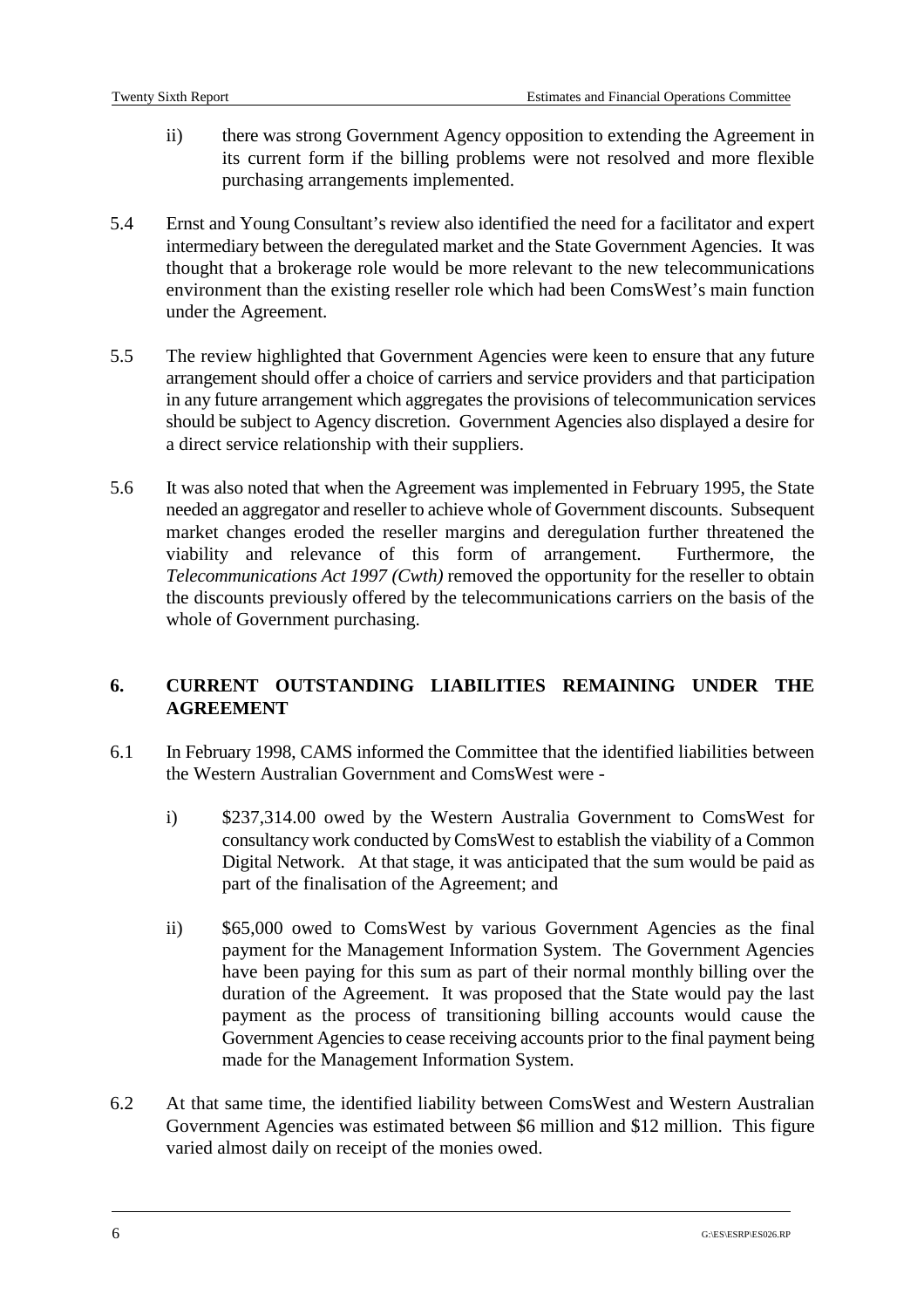ii) there was strong Government Agency opposition to extending the Agreement in its current form if the billing problems were not resolved and more flexible purchasing arrangements implemented.

5.4 Ernst and Young Consultant's review also identified the need for a facilitator and expert intermediary between the deregulated market and the State Government Agencies. It was thought that a brokerage role would be more relevant to the new telecommunications environment than the existing reseller role which had been ComsWest's main function under the Agreement.

5.5 The review highlighted that Government Agencies were keen to ensure that any future arrangement should offer a choice of carriers and service providers and that participation in any future arrangement which aggregates the provisions of telecommunication services should be subject to Agency discretion. Government Agencies also displayed a desire for a direct service relationship with their suppliers.

5.6 It was also noted that when the Agreement was implemented in February 1995, the State needed an aggregator and reseller to achieve whole of Government discounts. Subsequent market changes eroded the reseller margins and deregulation further threatened the viability and relevance of this form of arrangement. Furthermore, the *Telecommunications Act 1997 (Cwth)* removed the opportunity for the reseller to obtain the discounts previously offered by the telecommunications carriers on the basis of the whole of Government purchasing.

## 6. CURRENT OUTSTANDING LIABILITIES REMAINING UNDER THE AGREEMENT

6.1 In February 1998, CAMS informed the Committee that the identified liabilities between the Western Australian Government and ComsWest were -

i) \$237,314.00 owed by the Western Australia Government to ComsWest for consultancy work conducted by ComsWest to establish the viability of a Common Digital Network. At that stage, it was anticipated that the sum would be paid as part of the finalisation of the Agreement; and

ii) \$65,000 owed to ComsWest by various Government Agencies as the final payment for the Management Information System. The Government Agencies have been paying for this sum as part of their normal monthly billing over the duration of the Agreement. It was proposed that the State would pay the last payment as the process of transitioning billing accounts would cause the Government Agencies to cease receiving accounts prior to the final payment being made for the Management Information System.

6.2 At that same time, the identified liability between ComsWest and Western Australian Government Agencies was estimated between \$6 million and \$12 million. This figure varied almost daily on receipt of the monies owed.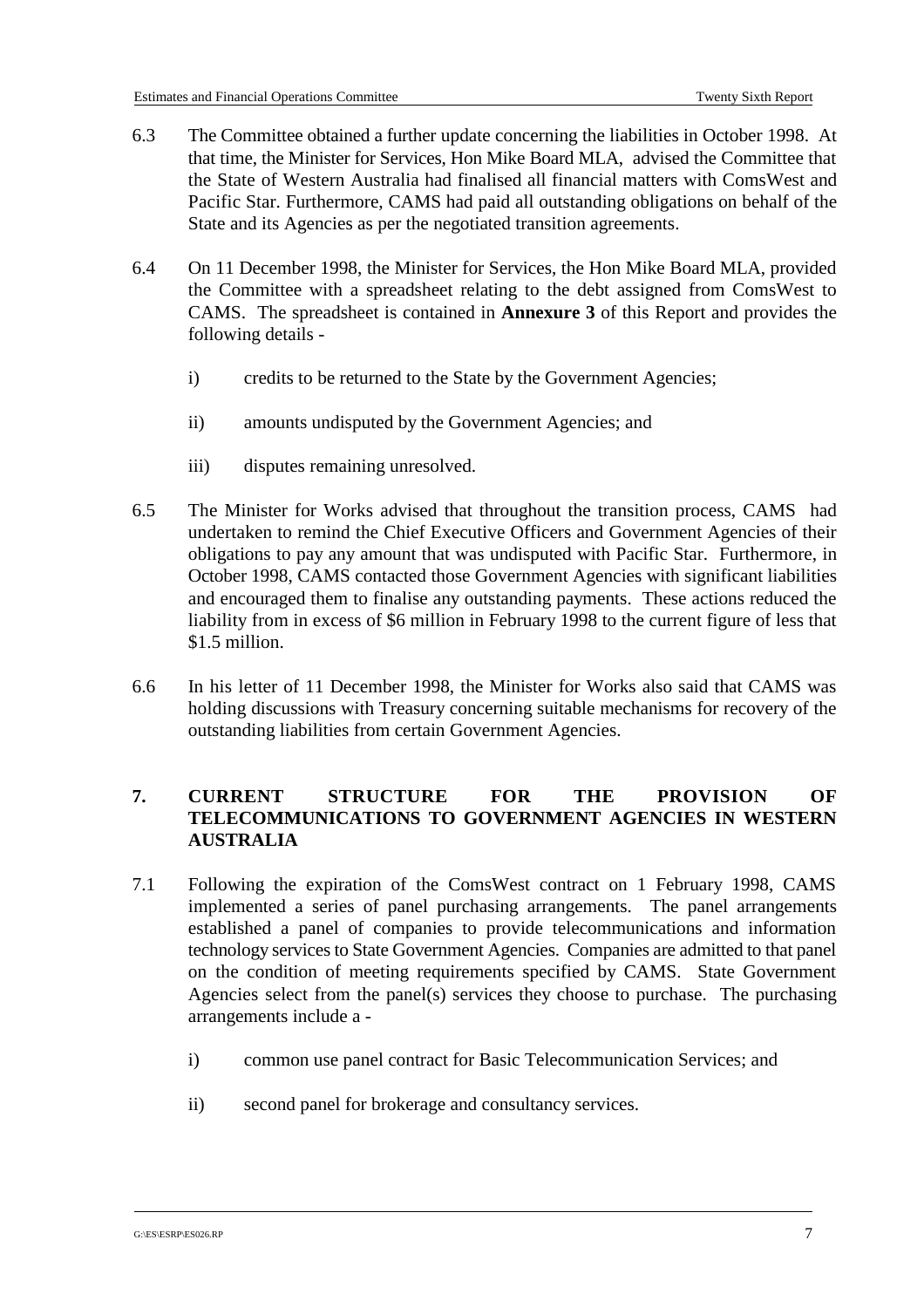6.3 The Committee obtained a further update concerning the liabilities in October 1998. At that time, the Minister for Services, Hon Mike Board MLA, advised the Committee that the State of Western Australia had finalised all financial matters with ComsWest and Pacific Star. Furthermore, CAMS had paid all outstanding obligations on behalf of the State and its Agencies as per the negotiated transition agreements.

6.4 On 11 December 1998, the Minister for Services, the Hon Mike Board MLA, provided the Committee with a spreadsheet relating to the debt assigned from ComsWest to CAMS. The spreadsheet is contained in **Annexure 3** of this Report and provides the following details -

i) credits to be returned to the State by the Government Agencies;

ii) amounts undisputed by the Government Agencies; and

iii) disputes remaining unresolved.

6.5 The Minister for Works advised that throughout the transition process, CAMS had undertaken to remind the Chief Executive Officers and Government Agencies of their obligations to pay any amount that was undisputed with Pacific Star. Furthermore, in October 1998, CAMS contacted those Government Agencies with significant liabilities and encouraged them to finalise any outstanding payments. These actions reduced the liability from in excess of $6 million in February 1998 to the current figure of less that $1.5 million.

6.6 In his letter of 11 December 1998, the Minister for Works also said that CAMS was holding discussions with Treasury concerning suitable mechanisms for recovery of the outstanding liabilities from certain Government Agencies.

## 7. CURRENT STRUCTURE FOR THE PROVISION OF TELECOMMUNICATIONS TO GOVERNMENT AGENCIES IN WESTERN AUSTRALIA

7.1 Following the expiration of the ComsWest contract on 1 February 1998, CAMS implemented a series of panel purchasing arrangements. The panel arrangements established a panel of companies to provide telecommunications and information technology services to State Government Agencies. Companies are admitted to that panel on the condition of meeting requirements specified by CAMS. State Government Agencies select from the panel(s) services they choose to purchase. The purchasing arrangements include a -

i) common use panel contract for Basic Telecommunication Services; and

ii) second panel for brokerage and consultancy services.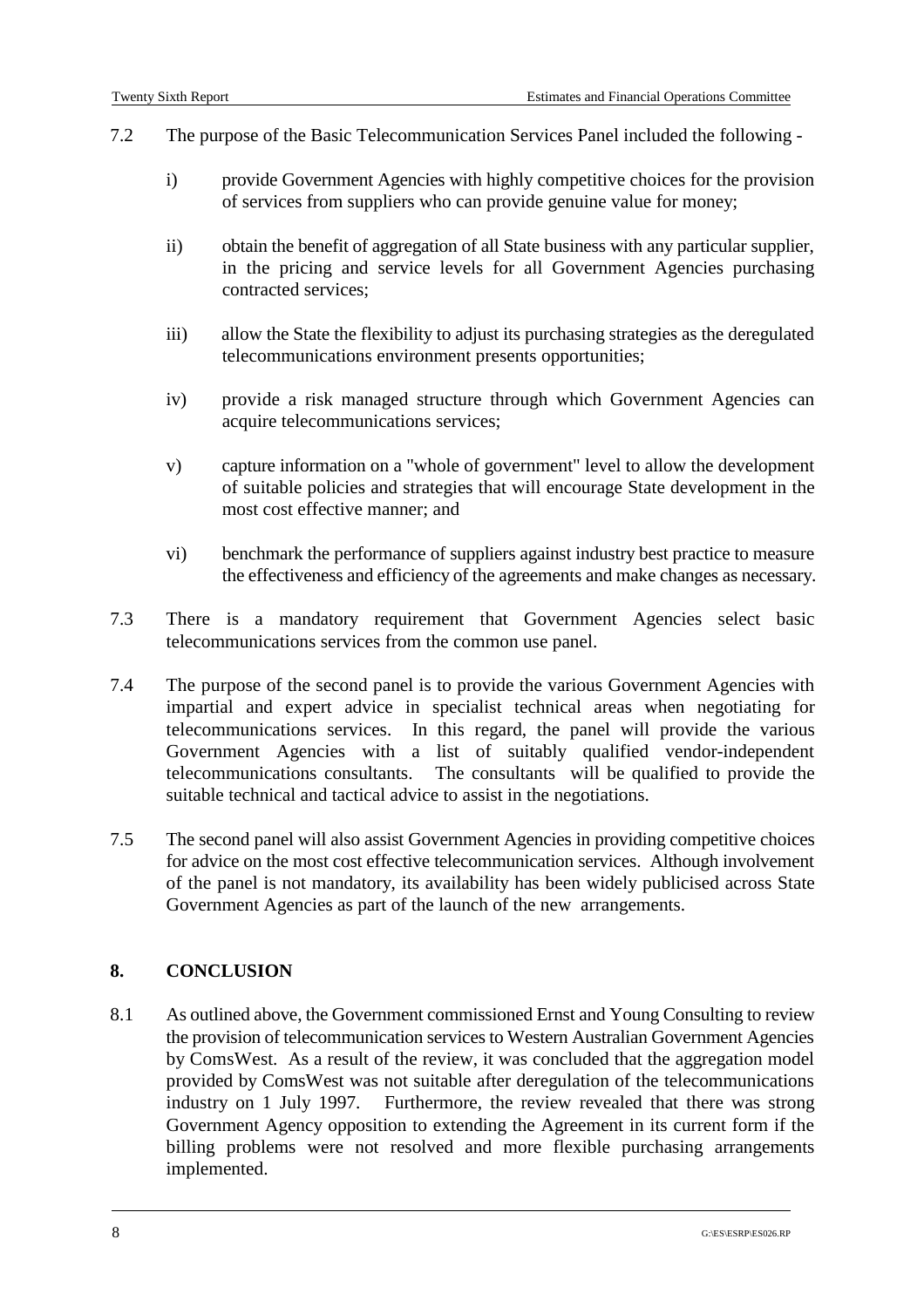7.2 The purpose of the Basic Telecommunication Services Panel included the following -

   i) provide Government Agencies with highly competitive choices for the provision of services from suppliers who can provide genuine value for money;

   ii) obtain the benefit of aggregation of all State business with any particular supplier, in the pricing and service levels for all Government Agencies purchasing contracted services;

   iii) allow the State the flexibility to adjust its purchasing strategies as the deregulated telecommunications environment presents opportunities;

   iv) provide a risk managed structure through which Government Agencies can acquire telecommunications services;

   v) capture information on a "whole of government" level to allow the development of suitable policies and strategies that will encourage State development in the most cost effective manner; and

   vi) benchmark the performance of suppliers against industry best practice to measure the effectiveness and efficiency of the agreements and make changes as necessary.

7.3 There is a mandatory requirement that Government Agencies select basic telecommunications services from the common use panel.

7.4 The purpose of the second panel is to provide the various Government Agencies with impartial and expert advice in specialist technical areas when negotiating for telecommunications services. In this regard, the panel will provide the various Government Agencies with a list of suitably qualified vendor-independent telecommunications consultants. The consultants will be qualified to provide the suitable technical and tactical advice to assist in the negotiations.

7.5 The second panel will also assist Government Agencies in providing competitive choices for advice on the most cost effective telecommunication services. Although involvement of the panel is not mandatory, its availability has been widely publicised across State Government Agencies as part of the launch of the new arrangements.

## 8. CONCLUSION

8.1 As outlined above, the Government commissioned Ernst and Young Consulting to review the provision of telecommunication services to Western Australian Government Agencies by ComsWest. As a result of the review, it was concluded that the aggregation model provided by ComsWest was not suitable after deregulation of the telecommunications industry on 1 July 1997. Furthermore, the review revealed that there was strong Government Agency opposition to extending the Agreement in its current form if the billing problems were not resolved and more flexible purchasing arrangements implemented.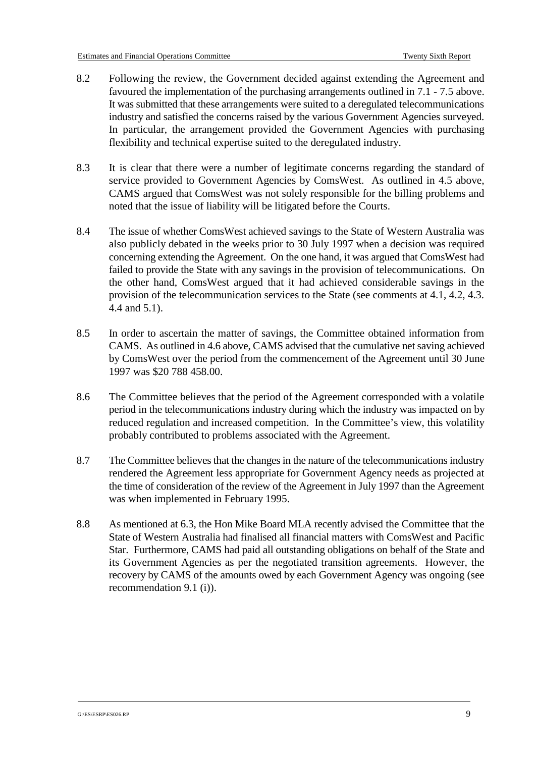8.2 Following the review, the Government decided against extending the Agreement and favoured the implementation of the purchasing arrangements outlined in 7.1 - 7.5 above. It was submitted that these arrangements were suited to a deregulated telecommunications industry and satisfied the concerns raised by the various Government Agencies surveyed. In particular, the arrangement provided the Government Agencies with purchasing flexibility and technical expertise suited to the deregulated industry.

8.3 It is clear that there were a number of legitimate concerns regarding the standard of service provided to Government Agencies by ComsWest. As outlined in 4.5 above, CAMS argued that ComsWest was not solely responsible for the billing problems and noted that the issue of liability will be litigated before the Courts.

8.4 The issue of whether ComsWest achieved savings to the State of Western Australia was also publicly debated in the weeks prior to 30 July 1997 when a decision was required concerning extending the Agreement. On the one hand, it was argued that ComsWest had failed to provide the State with any savings in the provision of telecommunications. On the other hand, ComsWest argued that it had achieved considerable savings in the provision of the telecommunication services to the State (see comments at 4.1, 4.2, 4.3. 4.4 and 5.1).

8.5 In order to ascertain the matter of savings, the Committee obtained information from CAMS. As outlined in 4.6 above, CAMS advised that the cumulative net saving achieved by ComsWest over the period from the commencement of the Agreement until 30 June 1997 was $20 788 458.00.

8.6 The Committee believes that the period of the Agreement corresponded with a volatile period in the telecommunications industry during which the industry was impacted on by reduced regulation and increased competition. In the Committee's view, this volatility probably contributed to problems associated with the Agreement.

8.7 The Committee believes that the changes in the nature of the telecommunications industry rendered the Agreement less appropriate for Government Agency needs as projected at the time of consideration of the review of the Agreement in July 1997 than the Agreement was when implemented in February 1995.

8.8 As mentioned at 6.3, the Hon Mike Board MLA recently advised the Committee that the State of Western Australia had finalised all financial matters with ComsWest and Pacific Star. Furthermore, CAMS had paid all outstanding obligations on behalf of the State and its Government Agencies as per the negotiated transition agreements. However, the recovery by CAMS of the amounts owed by each Government Agency was ongoing (see recommendation 9.1 (i)).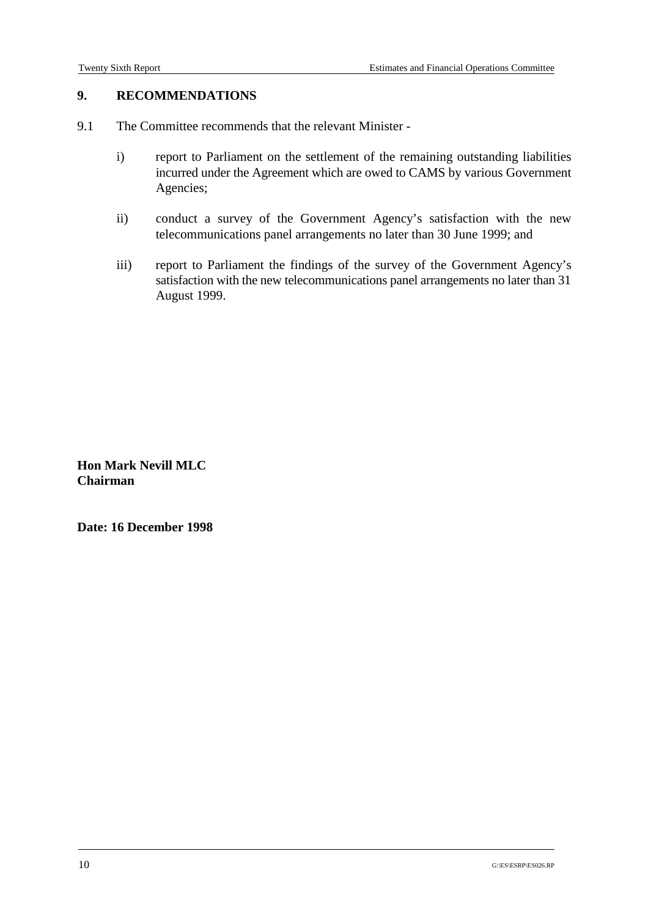## 9. RECOMMENDATIONS

9.1 The Committee recommends that the relevant Minister -

i) report to Parliament on the settlement of the remaining outstanding liabilities incurred under the Agreement which are owed to CAMS by various Government Agencies;

ii) conduct a survey of the Government Agency's satisfaction with the new telecommunications panel arrangements no later than 30 June 1999; and

iii) report to Parliament the findings of the survey of the Government Agency's satisfaction with the new telecommunications panel arrangements no later than 31 August 1999.

**Hon Mark Nevill MLC**
**Chairman**

**Date: 16 December 1998**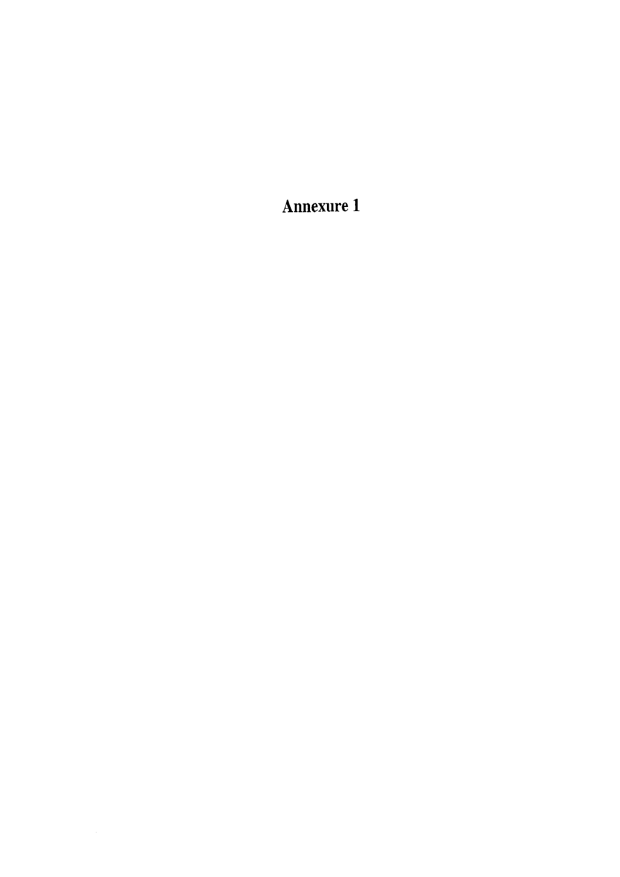# Annexure 1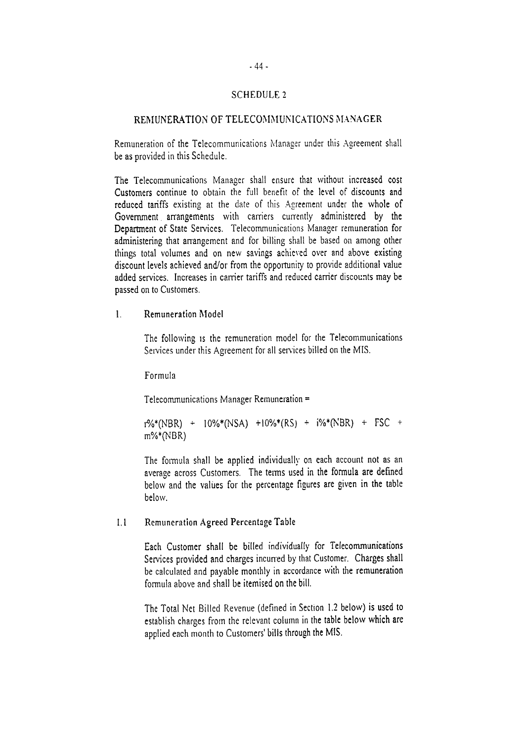# SCHEDULE 2

## REMUNERATION OF TELECOMMUNICATIONS MANAGER

Remuneration of the Telecommunications Manager under this Agreement shall be as provided in this Schedule.

The Telecommunications Manager shall ensure that without increased cost Customers continue to obtain the full benefit of the level of discounts and reduced tariffs existing at the date of this Agreement under the whole of Government arrangements with carriers currently administered by the Department of State Services. Telecommunications Manager remuneration for administering that arrangement and for billing shall be based on among other things total volumes and on new savings achieved over and above existing discount levels achieved and/or from the opportunity to provide additional value added services. Increases in carrier tariffs and reduced carrier discounts may be passed on to Customers.

### 1. Remuneration Model

The following is the remuneration model for the Telecommunications Services under this Agreement for all services billed on the MIS.

Formula

Telecommunications Manager Remuneration =

r%*(NBR) + 10%*(NSA) +10%*(RS) + i%*(NBR) + FSC + m%*(NBR)

The formula shall be applied individually on each account not as an average across Customers. The terms used in the formula are defined below and the values for the percentage figures are given in the table below.

### 1.1 Remuneration Agreed Percentage Table

Each Customer shall be billed individually for Telecommunications Services provided and charges incurred by that Customer. Charges shall be calculated and payable monthly in accordance with the remuneration formula above and shall be itemised on the bill.

The Total Net Billed Revenue (defined in Section 1.2 below) is used to establish charges from the relevant column in the table below which are applied each month to Customers' bills through the MIS.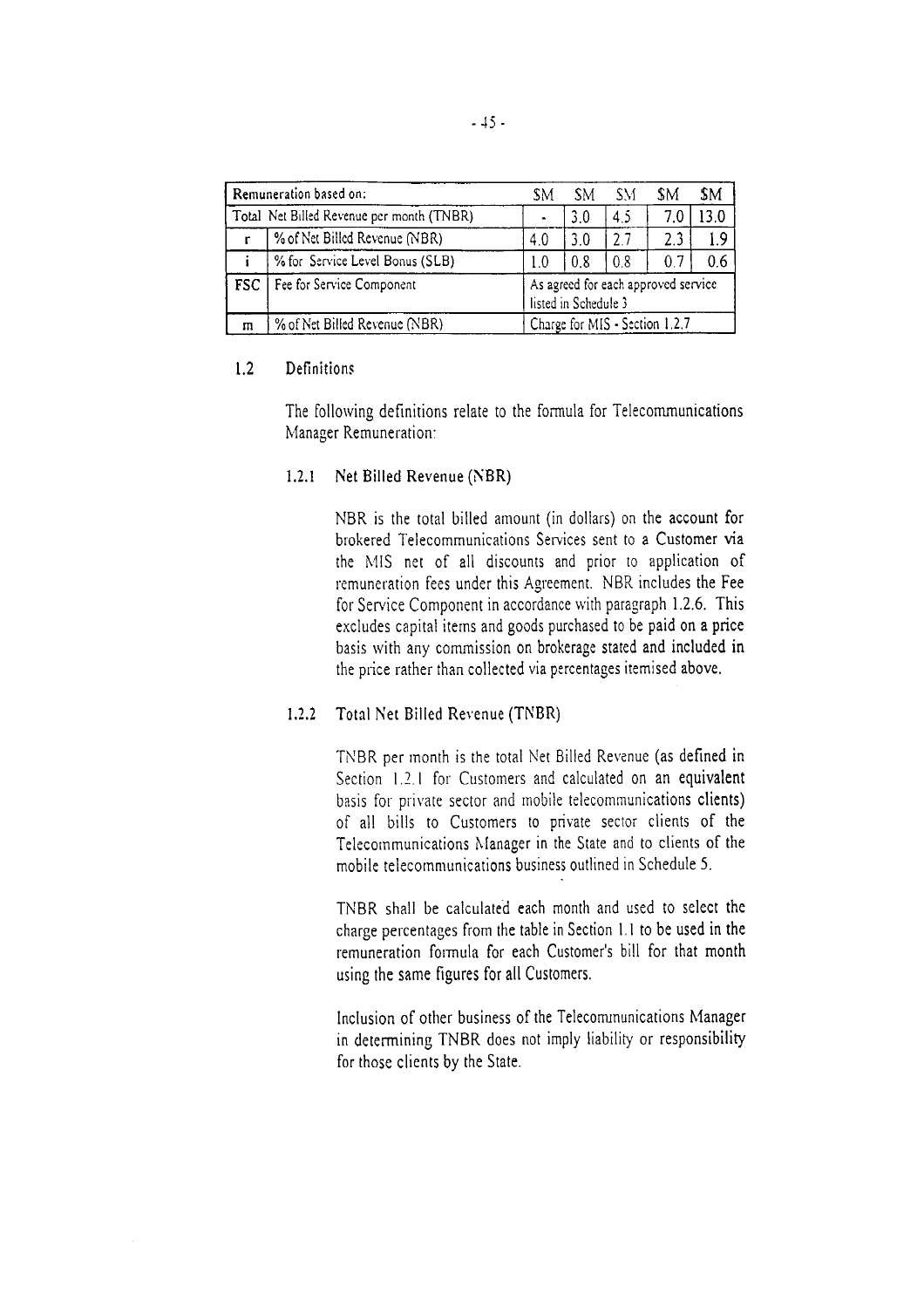| Remuneration based on: | | $M | $M | $M | $M | $M |
|---|---|---|---|---|---|---|
| Total Net Billed Revenue per month (TNBR) | | - | 3.0 | 4.5 | 7.0 | 13.0 |
| r | % of Net Billed Revenue (NBR) | 4.0 | 3.0 | 2.7 | 2.3 | 1.9 |
| i | % for Service Level Bonus (SLB) | 1.0 | 0.8 | 0.8 | 0.7 | 0.6 |
| FSC | Fee for Service Component | As agreed for each approved service listed in Schedule 3 | | | | |
| m | % of Net Billed Revenue (NBR) | Charge for MIS - Section 1.2.7 | | | | |

## 1.2 Definitions

The following definitions relate to the formula for Telecommunications Manager Remuneration:

### 1.2.1 Net Billed Revenue (NBR)

NBR is the total billed amount (in dollars) on the account for brokered Telecommunications Services sent to a Customer via the MIS net of all discounts and prior to application of remuneration fees under this Agreement. NBR includes the Fee for Service Component in accordance with paragraph 1.2.6. This excludes capital items and goods purchased to be paid on a price basis with any commission on brokerage stated and included in the price rather than collected via percentages itemised above.

### 1.2.2 Total Net Billed Revenue (TNBR)

TNBR per month is the total Net Billed Revenue (as defined in Section 1.2.1 for Customers and calculated on an equivalent basis for private sector and mobile telecommunications clients) of all bills to Customers to private sector clients of the Telecommunications Manager in the State and to clients of the mobile telecommunications business outlined in Schedule 5.

TNBR shall be calculated each month and used to select the charge percentages from the table in Section 1.1 to be used in the remuneration formula for each Customer's bill for that month using the same figures for all Customers.

Inclusion of other business of the Telecommunications Manager in determining TNBR does not imply liability or responsibility for those clients by the State.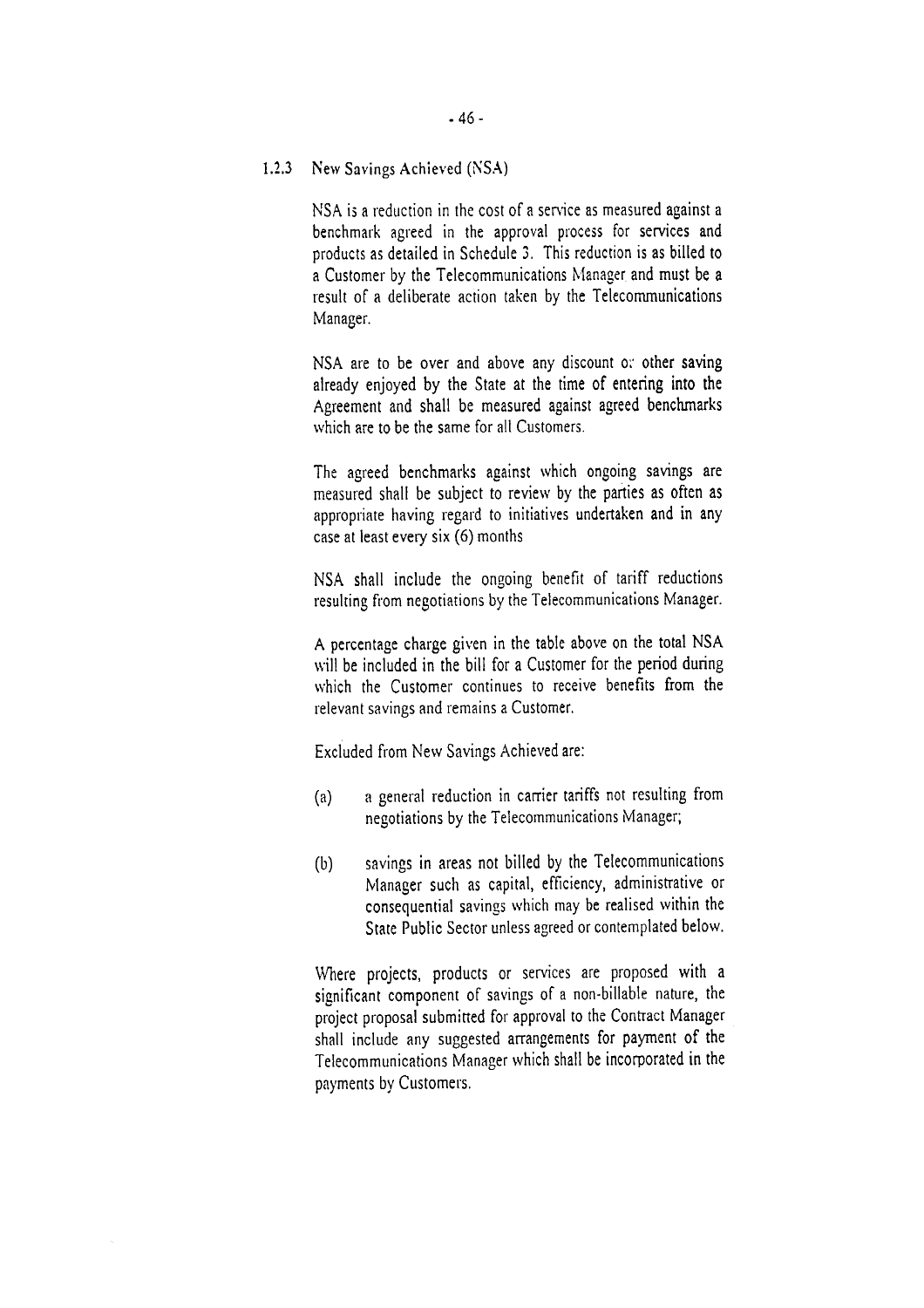### 1.2.3 New Savings Achieved (NSA)

NSA is a reduction in the cost of a service as measured against a benchmark agreed in the approval process for services and products as detailed in Schedule 3. This reduction is as billed to a Customer by the Telecommunications Manager and must be a result of a deliberate action taken by the Telecommunications Manager.

NSA are to be over and above any discount or other saving already enjoyed by the State at the time of entering into the Agreement and shall be measured against agreed benchmarks which are to be the same for all Customers.

The agreed benchmarks against which ongoing savings are measured shall be subject to review by the parties as often as appropriate having regard to initiatives undertaken and in any case at least every six (6) months

NSA shall include the ongoing benefit of tariff reductions resulting from negotiations by the Telecommunications Manager.

A percentage charge given in the table above on the total NSA will be included in the bill for a Customer for the period during which the Customer continues to receive benefits from the relevant savings and remains a Customer.

Excluded from New Savings Achieved are:

(a) a general reduction in carrier tariffs not resulting from negotiations by the Telecommunications Manager;

(b) savings in areas not billed by the Telecommunications Manager such as capital, efficiency, administrative or consequential savings which may be realised within the State Public Sector unless agreed or contemplated below.

Where projects, products or services are proposed with a significant component of savings of a non-billable nature, the project proposal submitted for approval to the Contract Manager shall include any suggested arrangements for payment of the Telecommunications Manager which shall be incorporated in the payments by Customers.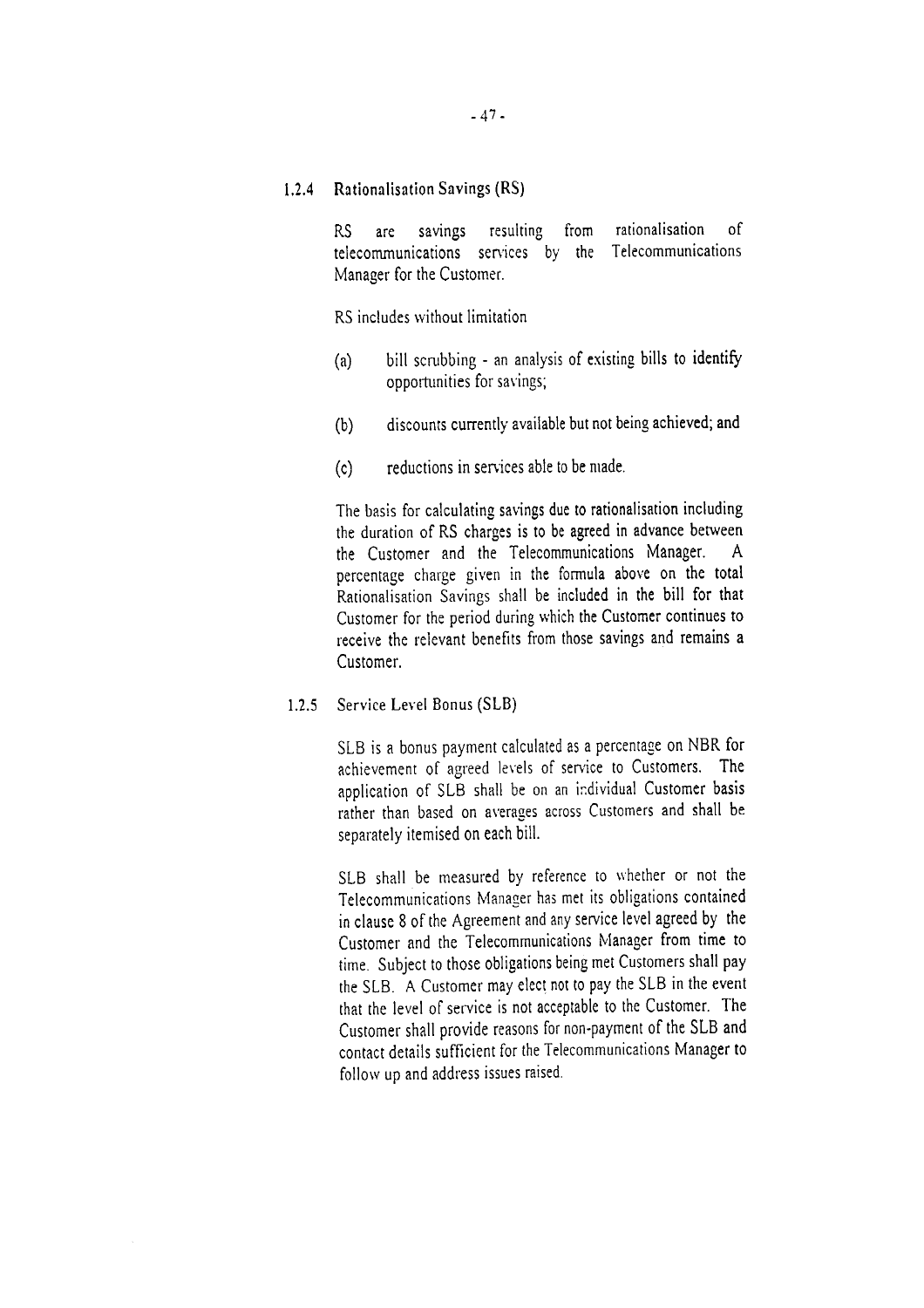### 1.2.4 Rationalisation Savings (RS)

RS are savings resulting from rationalisation of telecommunications services by the Telecommunications Manager for the Customer.

RS includes without limitation

(a) bill scrubbing - an analysis of existing bills to identify opportunities for savings;

(b) discounts currently available but not being achieved; and

(c) reductions in services able to be made.

The basis for calculating savings due to rationalisation including the duration of RS charges is to be agreed in advance between the Customer and the Telecommunications Manager. A percentage charge given in the formula above on the total Rationalisation Savings shall be included in the bill for that Customer for the period during which the Customer continues to receive the relevant benefits from those savings and remains a Customer.

### 1.2.5 Service Level Bonus (SLB)

SLB is a bonus payment calculated as a percentage on NBR for achievement of agreed levels of service to Customers. The application of SLB shall be on an individual Customer basis rather than based on averages across Customers and shall be separately itemised on each bill.

SLB shall be measured by reference to whether or not the Telecommunications Manager has met its obligations contained in clause 8 of the Agreement and any service level agreed by the Customer and the Telecommunications Manager from time to time. Subject to those obligations being met Customers shall pay the SLB. A Customer may elect not to pay the SLB in the event that the level of service is not acceptable to the Customer. The Customer shall provide reasons for non-payment of the SLB and contact details sufficient for the Telecommunications Manager to follow up and address issues raised.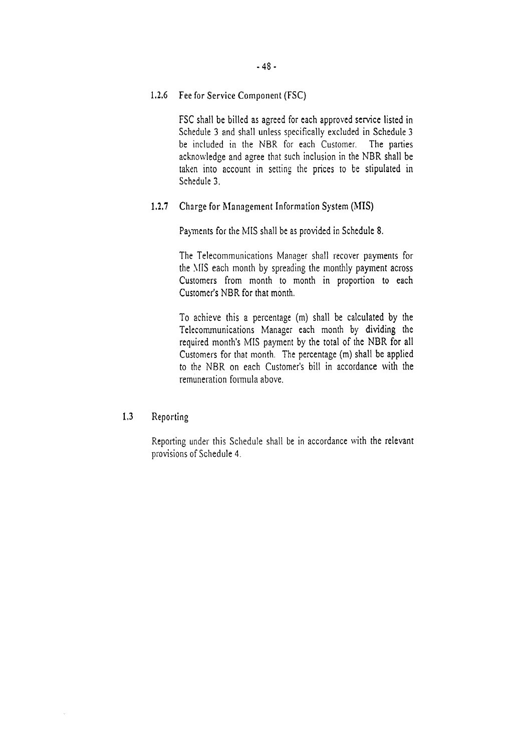### 1.2.6 Fee for Service Component (FSC)

FSC shall be billed as agreed for each approved service listed in Schedule 3 and shall unless specifically excluded in Schedule 3 be included in the NBR for each Customer. The parties acknowledge and agree that such inclusion in the NBR shall be taken into account in setting the prices to be stipulated in Schedule 3.

### 1.2.7 Charge for Management Information System (MIS)

Payments for the MIS shall be as provided in Schedule 8.

The Telecommunications Manager shall recover payments for the MIS each month by spreading the monthly payment across Customers from month to month in proportion to each Customer's NBR for that month.

To achieve this a percentage (m) shall be calculated by the Telecommunications Manager each month by dividing the required month's MIS payment by the total of the NBR for all Customers for that month. The percentage (m) shall be applied to the NBR on each Customer's bill in accordance with the remuneration formula above.

## 1.3 Reporting

Reporting under this Schedule shall be in accordance with the relevant provisions of Schedule 4.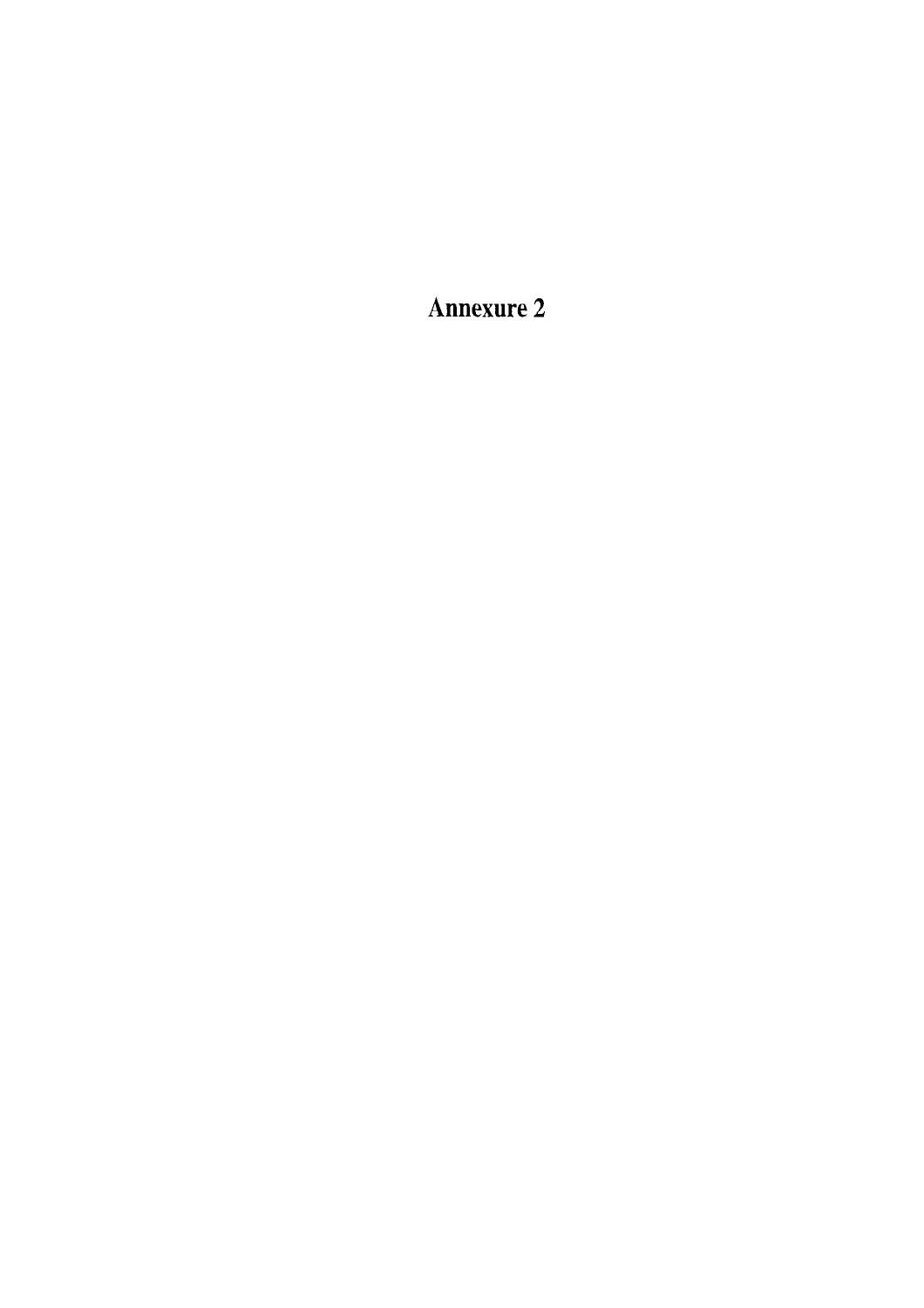# Annexure 2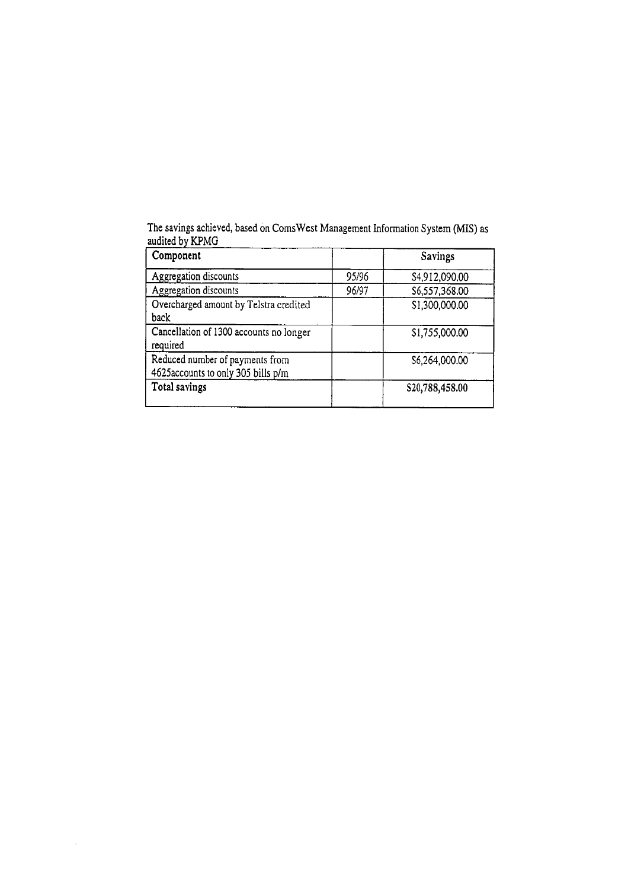The savings achieved, based on ComsWest Management Information System (MIS) as audited by KPMG

| Component | | Savings |
|---|---|---|
| Aggregation discounts | 95/96 | $4,912,090.00 |
| Aggregation discounts | 96/97 | $6,557,368.00 |
| Overcharged amount by Telstra credited back | | $1,300,000.00 |
| Cancellation of 1300 accounts no longer required | | $1,755,000.00 |
| Reduced number of payments from 4625accounts to only 305 bills p/m | | $6,264,000.00 |
| **Total savings** | | **$20,788,458.00** |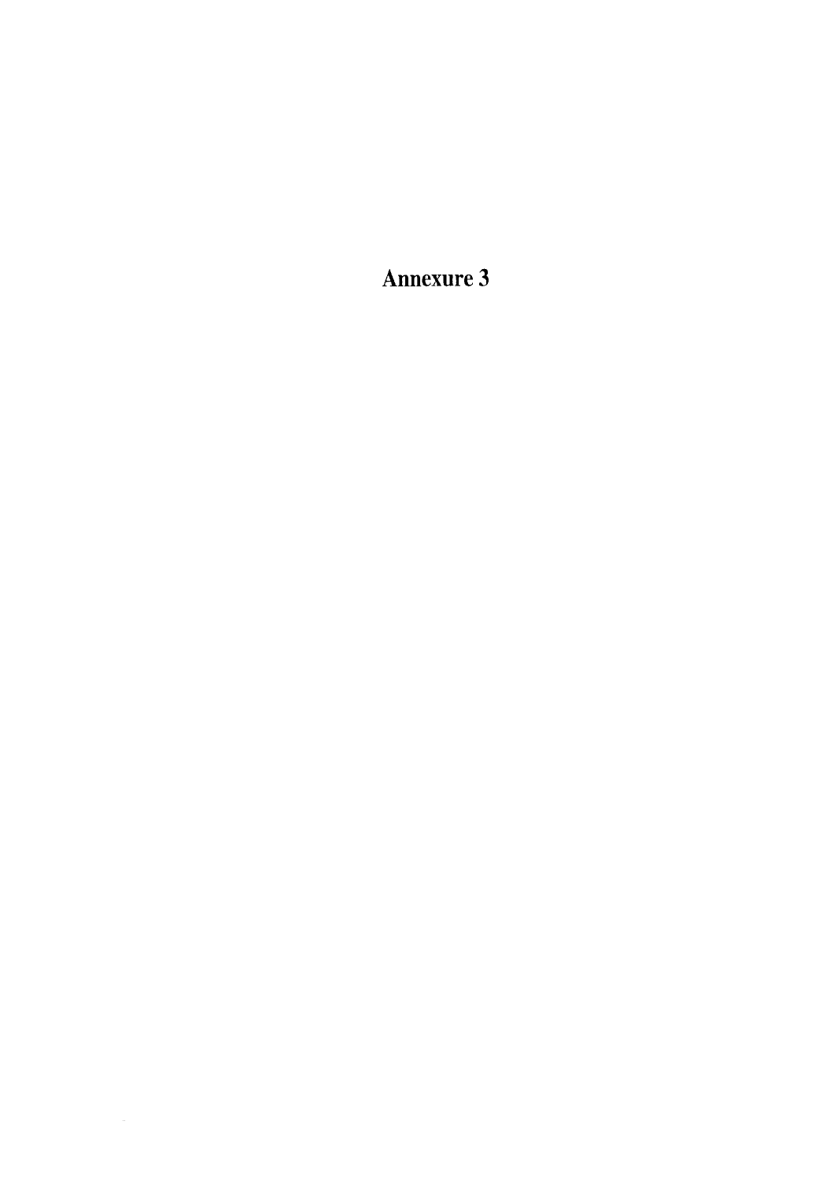# Annexure 3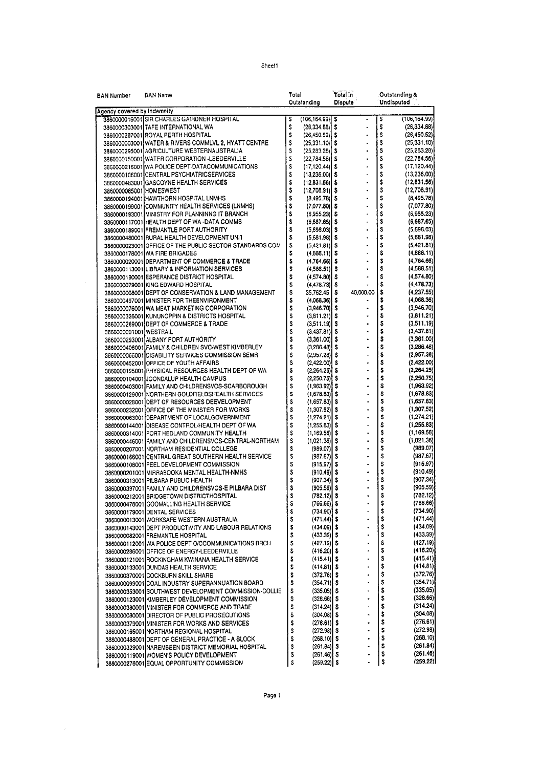| BAN Number | BAN Name | Total Outstanding | Total In Dispute | Outstanding & Undisputed |
|---|---|---|---|---|
| **Agency covered by Indemnity** | | | | |
| 3860000016001 | SIR CHARLES GAIRDNER HOSPITAL | $ (106,164.99) | $ - | $ (106,164.99) |
| 3860000303001 | TAFE INTERNATIONAL WA | $ (28,334.88) | $ - | $ (28,334.88) |
| 3860000287001 | ROYAL PERTH HOSPITAL | $ (26,450.52) | $ - | $ (26,450.52) |
| 3860000003001 | WATER & RIVERS COMMLVL 2, HYATT CENTRE | $ (25,331.10) | $ - | $ (25,331.10) |
| 3860000295001 | AGRICULTURE WESTERNAUSTRALIA | $ (25,283.28) | $ - | $ (25,283.28) |
| 3860000150001 | WATER CORPORATION -LEEDERVILLE | $ (22,784.56) | $ - | $ (22,784.56) |
| 3860000216001 | WA POLICE DEPT-DATACOMMUNICATIONS | $ (17,120.44) | $ - | $ (17,120.44) |
| 3860000106001 | CENTRAL PSYCHIATRICSERVICES | $ (13,236.00) | $ - | $ (13,236.00) |
| 3860000483001 | GASCOYNE HEALTH SERVICES | $ (12,831.56) | $ - | $ (12,831.56) |
| 3860000085001 | HOMESWEST | $ (12,708.91) | $ - | $ (12,708.91) |
| 3860000194001 | HAWTHORN HOSPITAL LNMHS | $ (8,495.78) | $ - | $ (8,495.78) |
| 3860000199001 | COMMUNITY HEALTH SERVICES (LNMHS) | $ (7,077.80) | $ - | $ (7,077.80) |
| 3860000193001 | MINISTRY FOR PLANNINNG IT BRANCH | $ (6,955.23) | $ - | $ (6,955.23) |
| 3860000117001 | HEALTH DEPT OF WA -DATA COMMS | $ (6,687.65) | $ - | $ (6,687.65) |
| 3860000189001 | FREMANTLE PORT AUTHORITY | $ (5,696.03) | $ - | $ (5,696.03) |
| 3860000480001 | RURAL HEALTH DEVELOPMENT UNIT | $ (5,681.98) | $ - | $ (5,681.98) |
| 3860000023001 | OFFICE OF THE PUBLIC SECTOR STANDARDS COM | $ (5,421.81) | $ - | $ (5,421.81) |
| 3860000178001 | WA FIRE BRIGADES | $ (4,888.11) | $ - | $ (4,888.11) |
| 3860000020001 | DEPARTMENT OF COMMERCE & TRADE | $ (4,764.66) | $ - | $ (4,764.66) |
| 3860000113001 | LIBRARY & INFORMATION SERVICES | $ (4,588.51) | $ - | $ (4,588.51) |
| 3860000190001 | ESPERANCE DISTRICT HOSPITAL | $ (4,574.80) | $ - | $ (4,574.80) |
| 3860000079001 | KING EDWARD HOSPITAL | $ (4,478.73) | $ - | $ (4,478.73) |
| 3860000008001 | DEPT OF CONSERVATION & LAND MANAGEMENT | $ 35,762.45 | $ 40,000.00 | $ (4,237.55) |
| 3860000497001 | MINISTER FOR THEENVIRONMENT | $ (4,068.36) | $ - | $ (4,068.36) |
| 3860000076001 | WA MEAT MARKETING CORPORATION | $ (3,946.70) | $ - | $ (3,946.70) |
| 3860000326001 | KUNUNOPPIN & DISTRICTS HOSPITAL | $ (3,811.21) | $ - | $ (3,811.21) |
| 3860000269001 | DEPT OF COMMERCE & TRADE | $ (3,511.19) | $ - | $ (3,511.19) |
| 3860000001001 | WESTRAIL | $ (3,437.81) | $ - | $ (3,437.81) |
| 3860000293001 | ALBANY PORT AUTHORITY | $ (3,361.00) | $ - | $ (3,361.00) |
| 3860000406001 | FAMILY & CHILDREN SVC-WEST KIMBERLEY | $ (3,286.48) | $ - | $ (3,286.48) |
| 3860000066001 | DISABILITY SERVICES COMMISSION SEMR | $ (2,957.28) | $ - | $ (2,957.28) |
| 3860000452001 | OFFICE OF YOUTH AFFAIRS | $ (2,422.00) | $ - | $ (2,422.00) |
| 3860000195001 | PHYSICAL RESOURCES HEALTH DEPT OF WA | $ (2,264.25) | $ - | $ (2,264.25) |
| 3860000104001 | JOONDALUP HEALTH CAMPUS | $ (2,250.75) | $ - | $ (2,250.75) |
| 3860000403001 | FAMILY AND CHILDRENSVCS-SCARBOROUGH | $ (1,963.92) | $ - | $ (1,963.92) |
| 3860000129001 | NORTHERN GOLDFIELDSHEALTH SERVICES | $ (1,678.83) | $ - | $ (1,678.83) |
| 3860000028001 | DEPT OF RESOURCES DEEVELOPMENT | $ (1,657.83) | $ - | $ (1,657.83) |
| 3860000232001 | OFFICE OF THE MINISTER FOR WORKS | $ (1,307.52) | $ - | $ (1,307.52) |
| 3860000063001 | DEPARTMENT OF LOCALGOVERNMENT | $ (1,274.21) | $ - | $ (1,274.21) |
| 3860000144001 | DISEASE CONTROL-HEALTH DEPT OF WA | $ (1,255.83) | $ - | $ (1,255.83) |
| 3860000314001 | PORT HEDLAND COMMUNITY HEALTH | $ (1,169.56) | $ - | $ (1,169.56) |
| 3860000446001 | FAMILY AND CHILDRENSVCS-CENTRAL-NORTHAM | $ (1,021.36) | $ - | $ (1,021.36) |
| 3860000207001 | NORTHAM RESIDENTIAL COLLEGE | $ (989.07) | $ - | $ (989.07) |
| 3860000166001 | CENTRAL GREAT SOUTHERN HEALTH SERVICE | $ (987.67) | $ - | $ (987.67) |
| 3860000108001 | PEEL DEVELOPMENT COMMISSION | $ (915.97) | $ - | $ (915.97) |
| 3860000201001 | MIRRABOOKA MENTAL HEALTH-NMHS | $ (910.49) | $ - | $ (910.49) |
| 3860000313001 | PILBARA PUBLIC HEALTH | $ (907.34) | $ - | $ (907.34) |
| 3860000397001 | FAMILY AND CHILDRENSVCS-E PILBARA DIST | $ (905.59) | $ - | $ (905.59) |
| 3860000212001 | BRIDGETOWN DISTRICTHOSPITAL | $ (782.12) | $ - | $ (782.12) |
| 3860000476001 | GOOMALLING HEALTH SERVICE | $ (766.66) | $ - | $ (766.66) |
| 3860000179001 | DENTAL SERVICES | $ (734.90) | $ - | $ (734.90) |
| 3860000013001 | WORKSAFE WESTERN AUSTRALIA | $ (471.44) | $ - | $ (471.44) |
| 3860000143001 | DEPT PRODUCTIVITY AND LABOUR RELATIONS | $ (434.09) | $ - | $ (434.09) |
| 3860000082001 | FREMANTLE HOSPITAL | $ (433.39) | $ - | $ (433.39) |
| 3860000112001 | WA POLICE DEPT O/CCOMMUNICATIONS BRCH | $ (427.19) | $ - | $ (427.19) |
| 3860000286001 | OFFICE OF ENERGY-LEEDERVILLE | $ (416.20) | $ - | $ (416.20) |
| 3860000121001 | ROCKINGHAM KWINANA HEALTH SERVICE | $ (415.41) | $ - | $ (415.41) |
| 3860000133001 | DUNDAS HEALTH SERVICE | $ (414.81) | $ - | $ (414.81) |
| 3860000370001 | COCKBURN SKILL SHARE | $ (372.76) | $ - | $ (372.76) |
| 3860000099001 | COAL INDUSTRY SUPERANNUATION BOARD | $ (354.71) | $ - | $ (354.71) |
| 3860000353001 | SOUTHWEST DEVELOPMENT COMMISSION-COLLIE | $ (335.05) | $ - | $ (335.05) |
| 3860000123001 | KIMBERLEY DEVELOPMENT COMMISSION | $ (328.66) | $ - | $ (328.66) |
| 3860000380001 | MINISTER FOR COMMERCE AND TRADE | $ (314.24) | $ - | $ (314.24) |
| 3860000080001 | DIRECTOR OF PUBLIC PROSECUTIONS | $ (304.08) | $ - | $ (304.08) |
| 3860000379001 | MINISTER FOR WORKS AND SERVICES | $ (276.61) | $ - | $ (276.61) |
| 3860000165001 | NORTHAM REGIONAL HOSPITAL | $ (272.98) | $ - | $ (272.98) |
| 3860000488001 | DEPT OF GENERAL PRACTICE - A BLOCK | $ (268.10) | $ - | $ (268.10) |
| 3860000329001 | NAREMBEEN DISTRICT MEMORIAL HOSPITAL | $ (261.84) | $ - | $ (261.84) |
| 3860000119001 | WOMEN'S POLICY DEVELOPMENT | $ (261.46) | $ - | $ (261.46) |
| 3860000276001 | EQUAL OPPORTUNITY COMMISSION | $ (259.22) | $ - | $ (259.22) |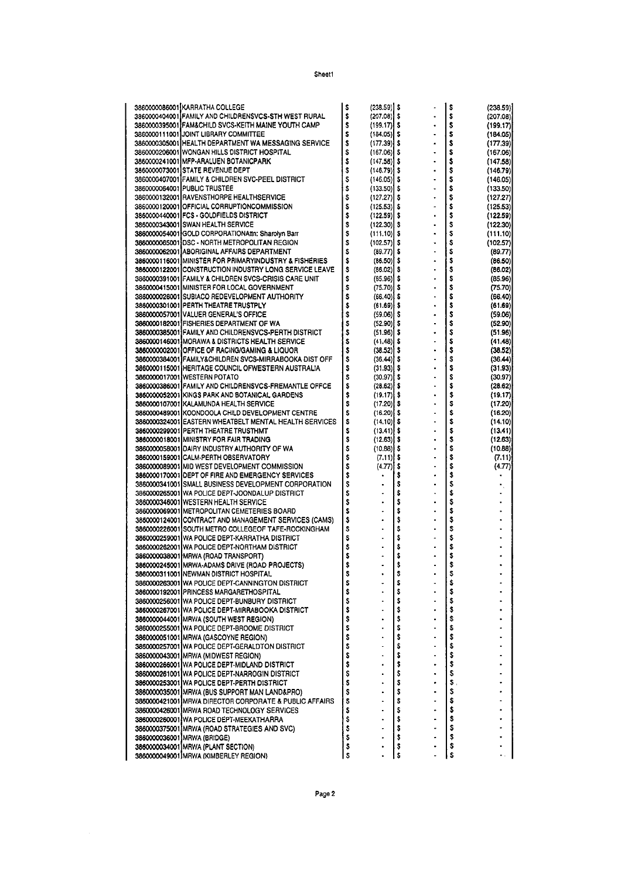| | | | | | | |
|---|---|---|---|---|---|---|
| 3860000086001 | KARRATHA COLLEGE | $ | (238.59) | $ | - | $ (238.59) |
| 3860000404001 | FAMILY AND CHILDRENSVCS-STH WEST RURAL | $ | (207.08) | $ | - | $ (207.08) |
| 3860000395001 | FAM&CHILD SVCS-KEITH MAINE YOUTH CAMP | $ | (199.17) | $ | - | $ (199.17) |
| 3860000111001 | JOINT LIBRARY COMMITTEE | $ | (184.05) | $ | - | $ (184.05) |
| 3860000305001 | HEALTH DEPARTMENT WA MESSAGING SERVICE | $ | (177.39) | $ | - | $ (177.39) |
| 3860000206001 | WONGAN HILLS DISTRICT HOSPITAL | $ | (167.06) | $ | - | $ (167.06) |
| 3860000241001 | MFP-ARALUEN BOTANICPARK | $ | (147.58) | $ | - | $ (147.58) |
| 3860000073001 | STATE REVENUE DEPT | $ | (146.79) | $ | - | $ (146.79) |
| 3860000407001 | FAMILY & CHILDREN SVC-PEEL DISTRICT | $ | (146.05) | $ | - | $ (146.05) |
| 3860000064001 | PUBLIC TRUSTEE | $ | (133.50) | $ | - | $ (133.50) |
| 3860000132001 | RAVENSTHORPE HEALTHSERVICE | $ | (127.27) | $ | - | $ (127.27) |
| 3860000120001 | OFFICIAL CORRUPTIONCOMMISSION | $ | (125.53) | $ | - | $ (125.53) |
| 3860000440001 | FCS - GOLDFIELDS DISTRICT | $ | (122.59) | $ | - | $ (122.59) |
| 3860000343001 | SWAN HEALTH SERVICE | $ | (122.30) | $ | - | $ (122.30) |
| 3860000054001 | GOLD CORPORATIONAttn: Sharolyn Barr | $ | (111.10) | $ | - | $ (111.10) |
| 3860000065001 | DSC - NORTH METROPOLITAN REGION | $ | (102.57) | $ | - | $ (102.57) |
| 3860000062001 | ABORIGINAL AFFAIRS DEPARTMENT | $ | (89.77) | $ | - | $ (89.77) |
| 3860000116001 | MINISTER FOR PRIMARYINDUSTRY & FISHERIES | $ | (86.50) | $ | - | $ (86.50) |
| 3860000122001 | CONSTRUCTION INDUSTRY LONG SERVICE LEAVE | $ | (86.02) | $ | - | $ (86.02) |
| 3860000391001 | FAMILY & CHILDREN SVCS-CRISIS CARE UNIT | $ | (85.96) | $ | - | $ (85.96) |
| 3860000415001 | MINISTER FOR LOCAL GOVERNMENT | $ | (75.70) | $ | - | $ (75.70) |
| 3860000026001 | SUBIACO REDEVELOPMENT AUTHORITY | $ | (66.40) | $ | - | $ (66.40) |
| 3860000301001 | PERTH THEATRE TRUSTPLY | $ | (61.69) | $ | - | $ (61.69) |
| 3860000057001 | VALUER GENERAL'S OFFICE | $ | (59.06) | $ | - | $ (59.06) |
| 3860000182001 | FISHERIES DEPARTMENT OF WA | $ | (52.90) | $ | - | $ (52.90) |
| 3860000385001 | FAMILY AND CHILDRENSVCS-PERTH DISTRICT | $ | (51.96) | $ | - | $ (51.96) |
| 3860000146001 | MORAWA & DISTRICTS HEALTH SERVICE | $ | (41.48) | $ | - | $ (41.48) |
| 3860000002001 | OFFICE OF RACING/GAMING & LIQUOR | $ | (38.52) | $ | - | $ (38.52) |
| 3860000384001 | FAMILY&CHILDREN SVCS-MIRRABOOKA DIST OFF | $ | (36.44) | $ | - | $ (36.44) |
| 3860000115001 | HERITAGE COUNCIL OFWESTERN AUSTRALIA | $ | (31.93) | $ | - | $ (31.93) |
| 3860000017001 | WESTERN POTATO | $ | (30.97) | $ | - | $ (30.97) |
| 3860000386001 | FAMILY AND CHILDRENSVCS-FREMANTLE OFFCE | $ | (28.62) | $ | - | $ (28.62) |
| 3860000052001 | KINGS PARK AND BOTANICAL GARDENS | $ | (19.17) | $ | - | $ (19.17) |
| 3860000107001 | KALAMUNDA HEALTH SERVICE | $ | (17.20) | $ | - | $ (17.20) |
| 3860000489001 | KOONDOOLA CHILD DEVELOPMENT CENTRE | $ | (16.20) | $ | - | $ (16.20) |
| 3860000324001 | EASTERN WHEATBELT MENTAL HEALTH SERVICES | $ | (14.10) | $ | - | $ (14.10) |
| 3860000299001 | PERTH THEATRE TRUSTHMT | $ | (13.41) | $ | - | $ (13.41) |
| 3860000018001 | MINISTRY FOR FAIR TRADING | $ | (12.63) | $ | - | $ (12.63) |
| 3860000058001 | DAIRY INDUSTRY AUTHORITY OF WA | $ | (10.88) | $ | - | $ (10.88) |
| 3860000159001 | CALM-PERTH OBSERVATORY | $ | (7.11) | $ | - | $ (7.11) |
| 3860000089001 | MID WEST DEVELOPMENT COMMISSION | $ | (4.77) | $ | - | $ (4.77) |
| 3860000170001 | DEPT OF FIRE AND EMERGENCY SERVICES | $ | - | $ | - | $ - |
| 3860000341001 | SMALL BUSINESS DEVELOPMENT CORPORATION | $ | - | $ | - | $ - |
| 3860000265001 | WA POLICE DEPT-JOONDALUP DISTRICT | $ | - | $ | - | $ - |
| 3860000346001 | WESTERN HEALTH SERVICE | $ | - | $ | - | $ - |
| 3860000069001 | METROPOLITAN CEMETERIES BOARD | $ | - | $ | - | $ - |
| 3860000124001 | CONTRACT AND MANAGEMENT SERVICES (CAMS) | $ | - | $ | - | $ - |
| 3860000226001 | SOUTH METRO COLLEGEOF TAFE-ROCKINGHAM | $ | - | $ | - | $ - |
| 3860000259001 | WA POLICE DEPT-KARRATHA DISTRICT | $ | - | $ | - | $ - |
| 3860000262001 | WA POLICE DEPT-NORTHAM DISTRICT | $ | - | $ | - | $ - |
| 3860000038001 | MRWA (ROAD TRANSPORT) | $ | - | $ | - | $ - |
| 3860000245001 | MRWA-ADAMS DRIVE (ROAD PROJECTS) | $ | - | $ | - | $ - |
| 3860000311001 | NEWMAN DISTRICT HOSPITAL | $ | - | $ | - | $ - |
| 3860000263001 | WA POLICE DEPT-CANNINGTON DISTRICT | $ | - | $ | - | $ - |
| 3860000192001 | PRINCESS MARGARETHOSPITAL | $ | - | $ | - | $ - |
| 3860000256001 | WA POLICE DEPT-BUNBURY DISTRICT | $ | - | $ | - | $ - |
| 3860000267001 | WA POLICE DEPT-MIRRABOOKA DISTRICT | $ | - | $ | - | $ - |
| 3860000044001 | MRWA (SOUTH WEST REGION) | $ | - | $ | - | $ - |
| 3860000255001 | WA POLICE DEPT-BROOME DISTRICT | $ | - | $ | - | $ - |
| 3860000051001 | MRWA (GASCOYNE REGION) | $ | - | $ | - | $ - |
| 3860000257001 | WA POLICE DEPT-GERALDTON DISTRICT | $ | - | $ | - | $ - |
| 3860000043001 | MRWA (MIDWEST REGION) | $ | - | $ | - | $ - |
| 3860000266001 | WA POLICE DEPT-MIDLAND DISTRICT | $ | - | $ | - | $ - |
| 3860000261001 | WA POLICE DEPT-NARROGIN DISTRICT | $ | - | $ | - | $ - |
| 3860000253001 | WA POLICE DEPT-PERTH DISTRICT | $ | - | $ | - | $ - |
| 3860000035001 | MRWA (BUS SUPPORT MAN LAND&PRO) | $ | - | $ | - | $ - |
| 3860000421001 | MRWA DIRECTOR CORPORATE & PUBLIC AFFAIRS | $ | - | $ | - | $ - |
| 3860000426001 | MRWA ROAD TECHNOLOGY SERVICES | $ | - | $ | - | $ - |
| 3860000260001 | WA POLICE DEPT-MEEKATHARRA | $ | - | $ | - | $ - |
| 3860000375001 | MRWA (ROAD STRATEGIES AND SVC) | $ | - | $ | - | $ - |
| 3860000036001 | MRWA (BRIDGE) | $ | - | $ | - | $ - |
| 3860000034001 | MRWA (PLANT SECTION) | $ | - | $ | - | $ - |
| 3860000049001 | MRWA (KIMBERLEY REGION) | $ | - | $ | - | $ - |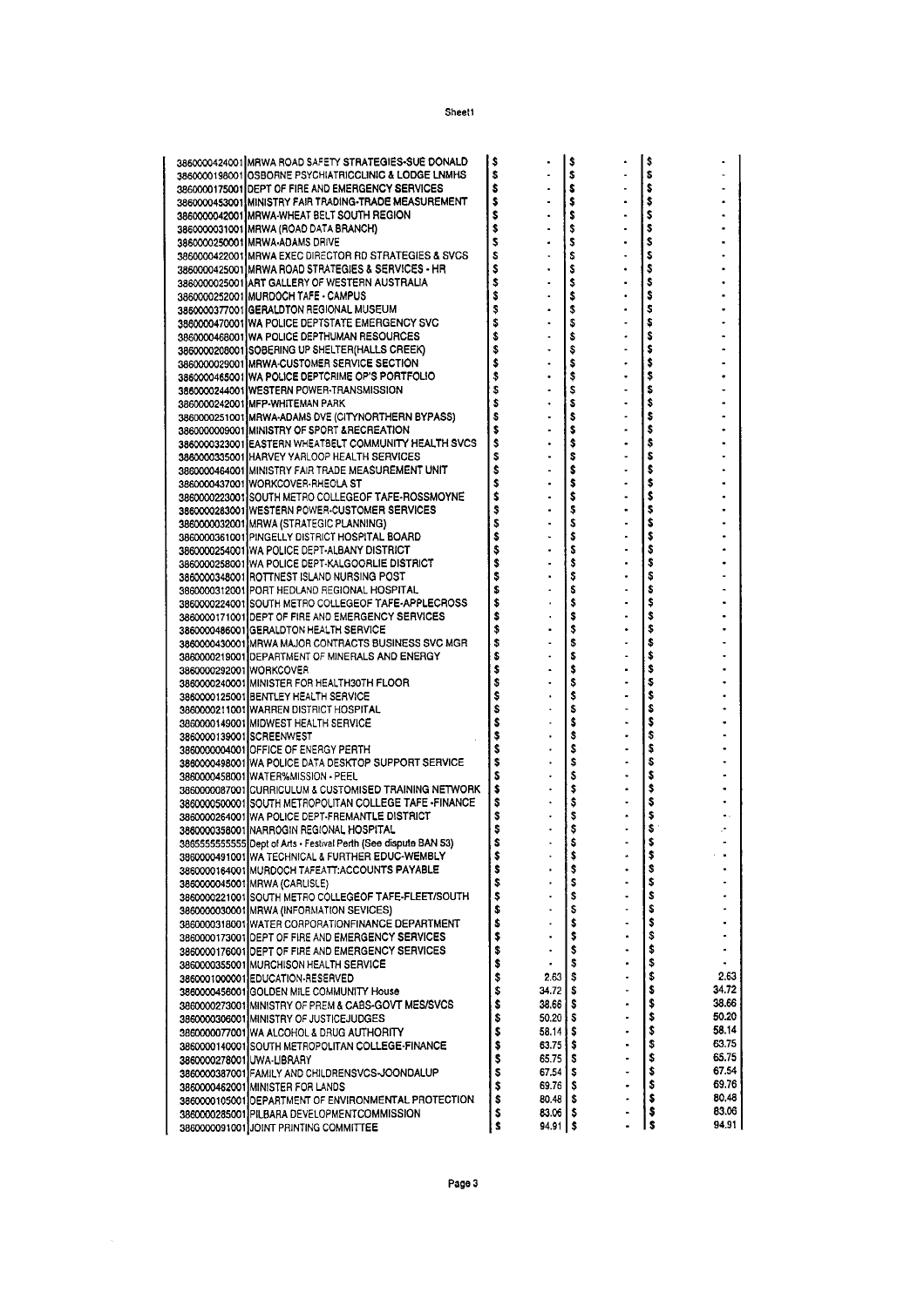| | | | | | | | |
|---|---|---|---|---|---|---|---|
| 3860000424001 | MRWA ROAD SAFETY STRATEGIES-SUE DONALD | $ | - | $ | - | $ | - |
| 3860000198001 | OSBORNE PSYCHIATRICCLINIC & LODGE LNMHS | $ | - | $ | - | $ | - |
| 3860000175001 | DEPT OF FIRE AND EMERGENCY SERVICES | $ | - | $ | - | $ | - |
| 3860000453001 | MINISTRY FAIR TRADING-TRADE MEASUREMENT | $ | - | $ | - | $ | - |
| 3860000042001 | MRWA-WHEAT BELT SOUTH REGION | $ | - | $ | - | $ | - |
| 3860000031001 | MRWA (ROAD DATA BRANCH) | $ | - | $ | - | $ | - |
| 3860000250001 | MRWA-ADAMS DRIVE | $ | - | $ | - | $ | - |
| 3860000422001 | MRWA EXEC DIRECTOR RD STRATEGIES & SVCS | $ | - | $ | - | $ | - |
| 3860000425001 | MRWA ROAD STRATEGIES & SERVICES - HR | $ | - | $ | - | $ | - |
| 3860000025001 | ART GALLERY OF WESTERN AUSTRALIA | $ | - | $ | - | $ | - |
| 3860000252001 | MURDOCH TAFE - CAMPUS | $ | - | $ | - | $ | - |
| 3860000377001 | GERALDTON REGIONAL MUSEUM | $ | - | $ | - | $ | - |
| 3860000470001 | WA POLICE DEPTSTATE EMERGENCY SVC | $ | - | $ | - | $ | - |
| 3860000468001 | WA POLICE DEPTHUMAN RESOURCES | $ | - | $ | - | $ | - |
| 3860000208001 | SOBERING UP SHELTER(HALLS CREEK) | $ | - | $ | - | $ | - |
| 3860000029001 | MRWA-CUSTOMER SERVICE SECTION | $ | - | $ | - | $ | - |
| 3860000465001 | WA POLICE DEPTCRIME OP'S PORTFOLIO | $ | - | $ | - | $ | - |
| 3860000244001 | WESTERN POWER-TRANSMISSION | $ | - | $ | - | $ | - |
| 3860000242001 | MFP-WHITEMAN PARK | $ | - | $ | - | $ | - |
| 3860000251001 | MRWA-ADAMS DVE (CITYNORTHERN BYPASS) | $ | - | $ | - | $ | - |
| 3860000009001 | MINISTRY OF SPORT &RECREATION | $ | - | $ | - | $ | - |
| 3860000323001 | EASTERN WHEATBELT COMMUNITY HEALTH SVCS | $ | - | $ | - | $ | - |
| 3860000335001 | HARVEY YARLOOP HEALTH SERVICES | $ | - | $ | - | $ | - |
| 3860000464001 | MINISTRY FAIR TRADE MEASUREMENT UNIT | $ | - | $ | - | $ | - |
| 3860000437001 | WORKCOVER-RHEOLA ST | $ | - | $ | - | $ | - |
| 3860000223001 | SOUTH METRO COLLEGEOF TAFE-ROSSMOYNE | $ | - | $ | - | $ | - |
| 3860000283001 | WESTERN POWER-CUSTOMER SERVICES | $ | - | $ | - | $ | - |
| 3860000032001 | MRWA (STRATEGIC PLANNING) | $ | - | $ | - | $ | - |
| 3860000361001 | PINGELLY DISTRICT HOSPITAL BOARD | $ | - | $ | - | $ | - |
| 3860000254001 | WA POLICE DEPT-ALBANY DISTRICT | $ | - | $ | - | $ | - |
| 3860000258001 | WA POLICE DEPT-KALGOORLIE DISTRICT | $ | - | $ | - | $ | - |
| 3860000348001 | ROTTNEST ISLAND NURSING POST | $ | - | $ | - | $ | - |
| 3860000312001 | PORT HEDLAND REGIONAL HOSPITAL | $ | - | $ | - | $ | - |
| 3860000224001 | SOUTH METRO COLLEGEOF TAFE-APPLECROSS | $ | - | $ | - | $ | - |
| 3860000171001 | DEPT OF FIRE AND EMERGENCY SERVICES | $ | - | $ | - | $ | - |
| 3860000486001 | GERALDTON HEALTH SERVICE | $ | - | $ | - | $ | - |
| 3860000430001 | MRWA MAJOR CONTRACTS BUSINESS SVC MGR | $ | - | $ | - | $ | - |
| 3860000219001 | DEPARTMENT OF MINERALS AND ENERGY | $ | - | $ | - | $ | - |
| 3860000292001 | WORKCOVER | $ | - | $ | - | $ | - |
| 3860000240001 | MINISTER FOR HEALTH30TH FLOOR | $ | - | $ | - | $ | - |
| 3860000125001 | BENTLEY HEALTH SERVICE | $ | - | $ | - | $ | - |
| 3860000211001 | WARREN DISTRICT HOSPITAL | $ | - | $ | - | $ | - |
| 3860000149001 | MIDWEST HEALTH SERVICE | $ | - | $ | - | $ | - |
| 3860000139001 | SCREENWEST | $ | - | $ | - | $ | - |
| 3860000004001 | OFFICE OF ENERGY PERTH | $ | - | $ | - | $ | - |
| 3860000498001 | WA POLICE DATA DESKTOP SUPPORT SERVICE | $ | - | $ | - | $ | - |
| 3860000458001 | WATER%MISSION - PEEL | $ | - | $ | - | $ | - |
| 3860000087001 | CURRICULUM & CUSTOMISED TRAINING NETWORK | $ | - | $ | - | $ | - |
| 3860000500001 | SOUTH METROPOLITAN COLLEGE TAFE -FINANCE | $ | - | $ | - | $ | - |
| 3860000264001 | WA POLICE DEPT-FREMANTLE DISTRICT | $ | - | $ | - | $ | - |
| 3860000358001 | NARROGIN REGIONAL HOSPITAL | $ | - | $ | - | $ | - |
| 3865555555555 | Dept of Arts - Festival Perth (See dispute BAN 53) | $ | - | $ | - | $ | - |
| 3860000491001 | WA TECHNICAL & FURTHER EDUC-WEMBLY | $ | - | $ | - | $ | - |
| 3860000164001 | MURDOCH TAFEATT:ACCOUNTS PAYABLE | $ | - | $ | - | $ | - |
| 3860000045001 | MRWA (CARLISLE) | $ | - | $ | - | $ | - |
| 3860000221001 | SOUTH METRO COLLEGEOF TAFE-FLEET/SOUTH | $ | - | $ | - | $ | - |
| 3860000030001 | MRWA (INFORMATION SEVICES) | $ | - | $ | - | $ | - |
| 3860000318001 | WATER CORPORATIONFINANCE DEPARTMENT | $ | - | $ | - | $ | - |
| 3860000173001 | DEPT OF FIRE AND EMERGENCY SERVICES | $ | - | $ | - | $ | - |
| 3860000176001 | DEPT OF FIRE AND EMERGENCY SERVICES | $ | - | $ | - | $ | - |
| 3860000355001 | MURCHISON HEALTH SERVICE | $ | - | $ | - | $ | - |
| 3860001000001 | EDUCATION-RESERVED | $ | 2.63 | $ | - | $ | 2.63 |
| 3860000456001 | GOLDEN MILE COMMUNITY House | $ | 34.72 | $ | - | $ | 34.72 |
| 3860000273001 | MINISTRY OF PREM & CABS-GOVT MES/SVCS | $ | 38.66 | $ | - | $ | 38.66 |
| 3860000306001 | MINISTRY OF JUSTICEJUDGES | $ | 50.20 | $ | - | $ | 50.20 |
| 3860000077001 | WA ALCOHOL & DRUG AUTHORITY | $ | 58.14 | $ | - | $ | 58.14 |
| 3860000140001 | SOUTH METROPOLITAN COLLEGE-FINANCE | $ | 63.75 | $ | - | $ | 63.75 |
| 3860000278001 | UWA-LIBRARY | $ | 65.75 | $ | - | $ | 65.75 |
| 3860000387001 | FAMILY AND CHILDRENSVCS-JOONDALUP | $ | 67.54 | $ | - | $ | 67.54 |
| 3860000462001 | MINISTER FOR LANDS | $ | 69.76 | $ | - | $ | 69.76 |
| 3860000105001 | DEPARTMENT OF ENVIRONMENTAL PROTECTION | $ | 80.48 | $ | - | $ | 80.48 |
| 3860000285001 | PILBARA DEVELOPMENTCOMMISSION | $ | 83.06 | $ | - | $ | 83.06 |
| 3860000091001 | JOINT PRINTING COMMITTEE | $ | 94.91 | $ | - | $ | 94.91 |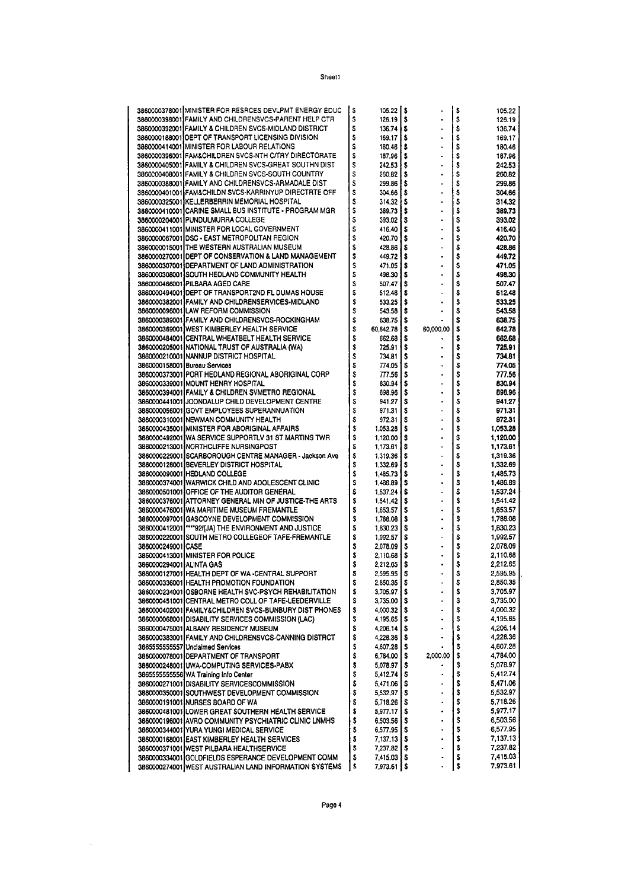| | | | | | | | |
|---|---|---|---|---|---|---|---|
| 3860000378001 | MINISTER FOR RESRCES DEVLPMT ENERGY EDUC | $ | 105.22 | $ | - | $ | 105.22 |
| 3860000398001 | FAMILY AND CHILDRENSVCS-PARENT HELP CTR | $ | 126.19 | $ | - | $ | 126.19 |
| 3860000392001 | FAMILY & CHILDREN SVCS-MIDLAND DISTRICT | $ | 136.74 | $ | - | $ | 136.74 |
| 3860000188001 | DEPT OF TRANSPORT LICENSING DIVISION | $ | 169.17 | $ | - | $ | 169.17 |
| 3860000414001 | MINISTER FOR LABOUR RELATIONS | $ | 180.46 | $ | - | $ | 180.46 |
| 3860000396001 | FAM&CHILDREN SVCS-NTH C/TRY DIRECTORATE | $ | 187.96 | $ | - | $ | 187.96 |
| 3860000405001 | FAMILY & CHILDREN SVCS-GREAT SOUTHN DIST | $ | 242.53 | $ | - | $ | 242.53 |
| 3860000408001 | FAMILY & CHILDREN SVCS-SOUTH COUNTRY | $ | 260.82 | $ | - | $ | 260.82 |
| 3860000388001 | FAMILY AND CHILDRENSVCS-ARMADALE DIST | $ | 299.86 | $ | - | $ | 299.86 |
| 3860000401001 | FAM&CHILDN SVCS-KARRINYUP DIRECTRTE OFF | $ | 304.66 | $ | - | $ | 304.66 |
| 3860000325001 | KELLERBERRIN MEMORIAL HOSPITAL | $ | 314.32 | $ | - | $ | 314.32 |
| 3860000410001 | CARINE SMALL BUS INSTITUTE - PROGRAM MGR | $ | 389.73 | $ | - | $ | 389.73 |
| 3860000204001 | PUNDULMURRA COLLEGE | $ | 393.02 | $ | - | $ | 393.02 |
| 3860000411001 | MINISTER FOR LOCAL GOVERNMENT | $ | 416.40 | $ | - | $ | 416.40 |
| 3860000067001 | DSC - EAST METROPOLITAN REGION | $ | 420.70 | $ | - | $ | 420.70 |
| 3860000015001 | THE WESTERN AUSTRALIAN MUSEUM | $ | 428.86 | $ | - | $ | 428.86 |
| 3860000270001 | DEPT OF CONSERVATION & LAND MANAGEMENT | $ | 449.72 | $ | - | $ | 449.72 |
| 3860000307001 | DEPARTMENT OF LAND ADMINISTRATION | $ | 471.05 | $ | - | $ | 471.05 |
| 3860000308001 | SOUTH HEDLAND COMMUNITY HEALTH | $ | 498.30 | $ | - | $ | 498.30 |
| 3860000466001 | PILBARA AGED CARE | $ | 507.47 | $ | - | $ | 507.47 |
| 3860000494001 | DEPT OF TRANSPORT2ND FL DUMAS HOUSE | $ | 512.48 | $ | - | $ | 512.48 |
| 3860000382001 | FAMILY AND CHILDRENSERVICES-MIDLAND | $ | 533.25 | $ | - | $ | 533.25 |
| 3860000096001 | LAW REFORM COMMISSION | $ | 543.58 | $ | - | $ | 543.58 |
| 3860000389001 | FAMILY AND CHILDRENSVCS-ROCKINGHAM | $ | 638.75 | $ | - | $ | 638.75 |
| 3860000369001 | WEST KIMBERLEY HEALTH SERVICE | $ | 60,642.78 | $ | 60,000.00 | $ | 642.78 |
| 3860000484001 | CENTRAL WHEATBELT HEALTH SERVICE | $ | 662.68 | $ | - | $ | 662.68 |
| 3860000205001 | NATIONAL TRUST OF AUSTRALIA (WA) | $ | 725.91 | $ | - | $ | 725.91 |
| 3860000210001 | NANNUP DISTRICT HOSPITAL | $ | 734.81 | $ | - | $ | 734.81 |
| 3860000158001 | Bureau Services | $ | 774.05 | $ | - | $ | 774.05 |
| 3860000373001 | PORT HEDLAND REGIONAL ABORIGINAL CORP | $ | 777.56 | $ | - | $ | 777.56 |
| 3860000339001 | MOUNT HENRY HOSPITAL | $ | 830.94 | $ | - | $ | 830.94 |
| 3860000394001 | FAMILY & CHILDREN SVMETRO REGIONAL | $ | 898.96 | $ | - | $ | 898.96 |
| 3860000441001 | JOONDALUP CHILD DEVELOPMENT CENTRE | $ | 941.27 | $ | - | $ | 941.27 |
| 3860000056001 | GOVT EMPLOYEES SUPERANNUATION | $ | 971.31 | $ | - | $ | 971.31 |
| 3860000310001 | NEWMAN COMMUNITY HEALTH | $ | 972.31 | $ | - | $ | 972.31 |
| 3860000435001 | MINISTER FOR ABORIGINAL AFFAIRS | $ | 1,053.28 | $ | - | $ | 1,053.28 |
| 3860000492001 | WA SERVICE SUPPORTLV 31 ST MARTINS TWR | $ | 1,120.00 | $ | - | $ | 1,120.00 |
| 3860000213001 | NORTHCLIFFE NURSINGPOST | $ | 1,173.61 | $ | - | $ | 1,173.61 |
| 3860000229001 | SCARBOROUGH CENTRE MANAGER - Jackson Ave | $ | 1,319.36 | $ | - | $ | 1,319.36 |
| 3860000128001 | BEVERLEY DISTRICT HOSPITAL | $ | 1,332.69 | $ | - | $ | 1,332.69 |
| 3860000090001 | HEDLAND COLLEGE | $ | 1,485.73 | $ | - | $ | 1,485.73 |
| 3860000374001 | WARWICK CHILD AND ADOLESCENT CLINIC | $ | 1,486.89 | $ | - | $ | 1,486.89 |
| 3860000501001 | OFFICE OF THE AUDITOR GENERAL | $ | 1,537.24 | $ | - | $ | 1,537.24 |
| 3860000376001 | ATTORNEY GENERAL MIN OF JUSTICE-THE ARTS | $ | 1,541.42 | $ | - | $ | 1,541.42 |
| 3860000476001 | WA MARITIME MUSEUM FREMANTLE | $ | 1,653.57 | $ | - | $ | 1,653.57 |
| 3860000097001 | GASCOYNE DEVELOPMENT COMMISSION | $ | 1,788.08 | $ | - | $ | 1,788.08 |
| 3860000412001 | ****92I(JA) THE ENVIRONMENT AND JUSTICE | $ | 1,830.23 | $ | - | $ | 1,830.23 |
| 3860000220001 | SOUTH METRO COLLEGEOF TAFE-FREMANTLE | $ | 1,992.57 | $ | - | $ | 1,992.57 |
| 3860000249001 | CASE | $ | 2,078.09 | $ | - | $ | 2,078.09 |
| 3860000413001 | MINISTER FOR POLICE | $ | 2,110.68 | $ | - | $ | 2,110.68 |
| 3860000294001 | ALINTA GAS | $ | 2,212.65 | $ | - | $ | 2,212.65 |
| 3860000127001 | HEALTH DEPT OF WA -CENTRAL SUPPORT | $ | 2,595.95 | $ | - | $ | 2,595.95 |
| 3860000336001 | HEALTH PROMOTION FOUNDATION | $ | 2,850.35 | $ | - | $ | 2,850.35 |
| 3860000234001 | OSBORNE HEALTH SVC-PSYCH REHABILITATION | $ | 3,705.97 | $ | - | $ | 3,705.97 |
| 3860000451001 | CENTRAL METRO COLL OF TAFE-LEEDERVILLE | $ | 3,735.00 | $ | - | $ | 3,735.00 |
| 3860000402001 | FAMILY&CHILDREN SVCS-BUNBURY DIST PHONES | $ | 4,000.32 | $ | - | $ | 4,000.32 |
| 3860000068001 | DISABILITY SERVICES COMMISSION (LAC) | $ | 4,195.65 | $ | - | $ | 4,195.65 |
| 3860000475001 | ALBANY RESIDENCY MUSEUM | $ | 4,206.14 | $ | - | $ | 4,206.14 |
| 3860000383001 | FAMILY AND CHILDRENSVCS-CANNING DISTRCT | $ | 4,228.36 | $ | - | $ | 4,228.36 |
| 3865555555557 | Unclaimed Services | $ | 4,607.28 | $ | - | $ | 4,607.28 |
| 3860000078001 | DEPARTMENT OF TRANSPORT | $ | 6,784.00 | $ | 2,000.00 | $ | 4,784.00 |
| 3860000248001 | UWA-COMPUTING SERVICES-PABX | $ | 5,078.97 | $ | - | $ | 5,078.97 |
| 3865555555556 | WA Training Info Center | $ | 5,412.74 | $ | - | $ | 5,412.74 |
| 3860000271001 | DISABILITY SERVICESCOMMISSION | $ | 5,471.06 | $ | - | $ | 5,471.06 |
| 3860000350001 | SOUTHWEST DEVELOPMENT COMMISSION | $ | 5,532.97 | $ | - | $ | 5,532.97 |
| 3860000191001 | NURSES BOARD OF WA | $ | 5,718.26 | $ | - | $ | 5,718.26 |
| 3860000481001 | LOWER GREAT SOUTHERN HEALTH SERVICE | $ | 5,977.17 | $ | - | $ | 5,977.17 |
| 3860000196001 | AVRO COMMUNITY PSYCHIATRIC CLINIC LNMHS | $ | 6,503.56 | $ | - | $ | 6,503.56 |
| 3860000344001 | YURA YUNGI MEDICAL SERVICE | $ | 6,577.95 | $ | - | $ | 6,577.95 |
| 3860000168001 | EAST KIMBERLEY HEALTH SERVICES | $ | 7,137.13 | $ | - | $ | 7,137.13 |
| 3860000371001 | WEST PILBARA HEALTHSERVICE | $ | 7,237.82 | $ | - | $ | 7,237.82 |
| 3860000334001 | GOLDFIELDS ESPERANCE DEVELOPMENT COMM | $ | 7,415.03 | $ | - | $ | 7,415.03 |
| 3860000274001 | WEST AUSTRALIAN LAND INFORMATION SYSTEMS | $ | 7,973.61 | $ | - | $ | 7,973.61 |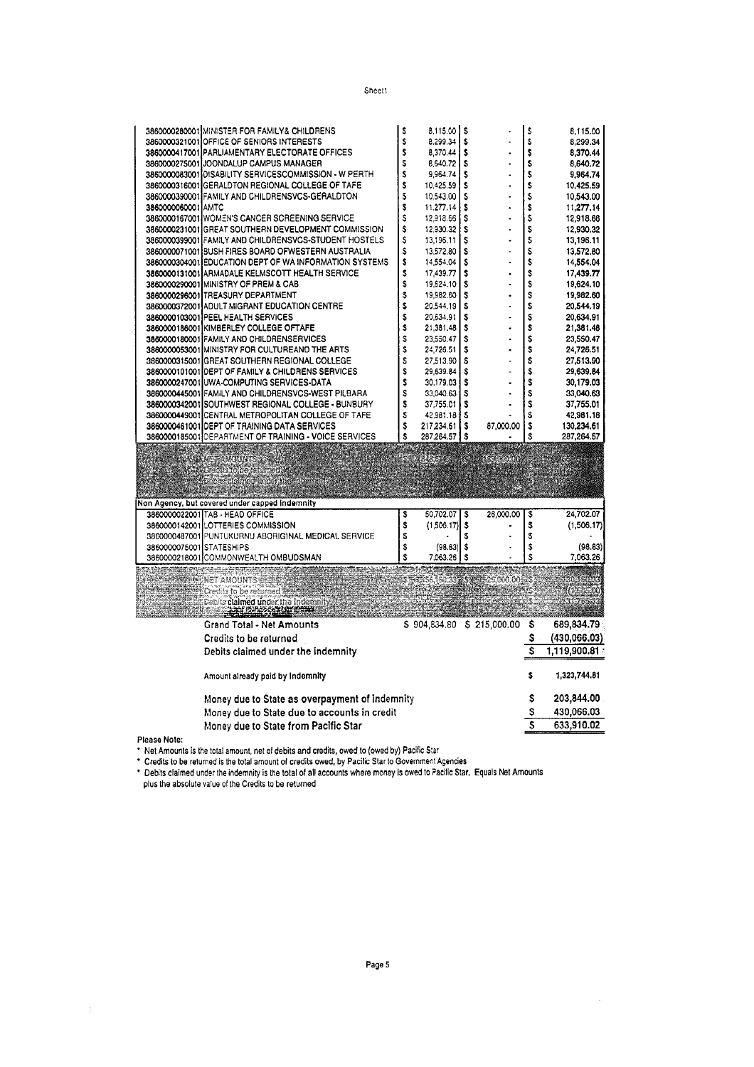| | | | | |
|---|---|---|---|---|
| 3860000280001 | MINISTER FOR FAMILY& CHILDRENS | $ 8,115.00 | $ - | $ 8,115.00 |
| 3860000321001 | OFFICE OF SENIORS INTERESTS | $ 8,299.34 | $ - | $ 8,299.34 |
| 3860000417001 | PARLIAMENTARY ELECTORATE OFFICES | $ 8,370.44 | $ - | $ 8,370.44 |
| 3860000275001 | JOONDALUP CAMPUS MANAGER | $ 8,640.72 | $ - | $ 8,640.72 |
| 3860000083001 | DISABILITY SERVICESCOMMISSION - W PERTH | $ 9,964.74 | $ - | $ 9,964.74 |
| 3860000316001 | GERALDTON REGIONAL COLLEGE OF TAFE | $ 10,425.59 | $ - | $ 10,425.59 |
| 3860000390001 | FAMILY AND CHILDRENSVCS-GERALDTON | $ 10,543.00 | $ - | $ 10,543.00 |
| 3860000060001 | AMTC | $ 11,277.14 | $ - | $ 11,277.14 |
| 3860000167001 | WOMEN'S CANCER SCREENING SERVICE | $ 12,918.66 | $ - | $ 12,918.66 |
| 3860000231001 | GREAT SOUTHERN DEVELOPMENT COMMISSION | $ 12,930.32 | $ - | $ 12,930.32 |
| 3860000399001 | FAMILY AND CHILDRENSVCS-STUDENT HOSTELS | $ 13,196.11 | $ - | $ 13,196.11 |
| 3860000071001 | BUSH FIRES BOARD OFWESTERN AUSTRALIA | $ 13,572.80 | $ - | $ 13,572.80 |
| 3860000304001 | EDUCATION DEPT OF WA INFORMATION SYSTEMS | $ 14,554.04 | $ - | $ 14,554.04 |
| 3860000131001 | ARMADALE KELMSCOTT HEALTH SERVICE | $ 17,439.77 | $ - | $ 17,439.77 |
| 3860000290001 | MINISTRY OF PREM & CAB | $ 19,624.10 | $ - | $ 19,624.10 |
| 3860000296001 | TREASURY DEPARTMENT | $ 19,982.60 | $ - | $ 19,982.60 |
| 3860000372001 | ADULT MIGRANT EDUCATION CENTRE | $ 20,544.19 | $ - | $ 20,544.19 |
| 3860000103001 | PEEL HEALTH SERVICES | $ 20,634.91 | $ - | $ 20,634.91 |
| 3860000186001 | KIMBERLEY COLLEGE OFTAFE | $ 21,381.48 | $ - | $ 21,381.48 |
| 3860000180001 | FAMILY AND CHILDRENSERVICES | $ 23,550.47 | $ - | $ 23,550.47 |
| 3860000053001 | MINISTRY FOR CULTUREAND THE ARTS | $ 24,726.51 | $ - | $ 24,726.51 |
| 3860000315001 | GREAT SOUTHERN REGIONAL COLLEGE | $ 27,513.90 | $ - | $ 27,513.90 |
| 3860000101001 | DEPT OF FAMILY & CHILDRENS SERVICES | $ 29,639.84 | $ - | $ 29,639.84 |
| 3860000247001 | UWA-COMPUTING SERVICES-DATA | $ 30,179.03 | $ - | $ 30,179.03 |
| 3860000445001 | FAMILY AND CHILDRENSVCS-WEST PILBARA | $ 33,040.63 | $ - | $ 33,040.63 |
| 3860000342001 | SOUTHWEST REGIONAL COLLEGE - BUNBURY | $ 37,755.01 | $ - | $ 37,755.01 |
| 3860000449001 | CENTRAL METROPOLITAN COLLEGE OF TAFE | $ 42,981.18 | $ - | $ 42,981.18 |
| 3860000461001 | DEPT OF TRAINING DATA SERVICES | $ 217,234.61 | $ 87,000.00 | $ 130,234.61 |
| 3860000185001 | DEPARTMENT OF TRAINING - VOICE SERVICES | $ 287,264.57 | $ - | $ 287,264.57 |
| | NET AMOUNTS | | | |
| | Credits to be returned | | | |
| | Debits claimed under the indemnity | | | |
| **Non Agency, but covered under capped indemnity** | | | | |
| 3860000022001 | TAB - HEAD OFFICE | $ 50,702.07 | $ 26,000.00 | $ 24,702.07 |
| 3860000142001 | LOTTERIES COMMISSION | $ (1,506.17) | $ - | $ (1,506.17) |
| 3860000487001 | PUNTUKURNU ABORIGINAL MEDICAL SERVICE | $ - | $ - | $ - |
| 3860000075001 | STATESHIPS | $ (98.83) | $ - | $ (98.83) |
| 3860000218001 | COMMONWEALTH OMBUDSMAN | $ 7,063.26 | $ - | $ 7,063.26 |
| | NET AMOUNTS | $ 56,160.33 | $ 26,000.00 | $ 30,160.33 |
| | Credits to be returned | | | |
| | Debits claimed under the indemnity | | | |
| | **Grand Total - Net Amounts** | $ 904,834.80 | $ 215,000.00 | $ 689,834.79 |
| | **Credits to be returned** | | | $ (430,066.03) |
| | **Debits claimed under the indemnity** | | | $ 1,119,900.81 |
| | Amount already paid by Indemnity | | | $ 1,323,744.81 |
| | Money due to State as overpayment of indemnity | | | $ 203,844.00 |
| | Money due to State due to accounts in credit | | | $ 430,066.03 |
| | Money due to State from Pacific Star | | | $ 633,910.02 |

Please Note:

* Net Amounts is the total amount, net of debits and credits, owed to (owed by) Pacific Star
* Credits to be returned is the total amount of credits owed, by Pacific Star to Government Agencies
* Debits claimed under the indemnity is the total of all accounts where money is owed to Pacific Star. Equals Net Amounts plus the absolute value of the Credits to be returned